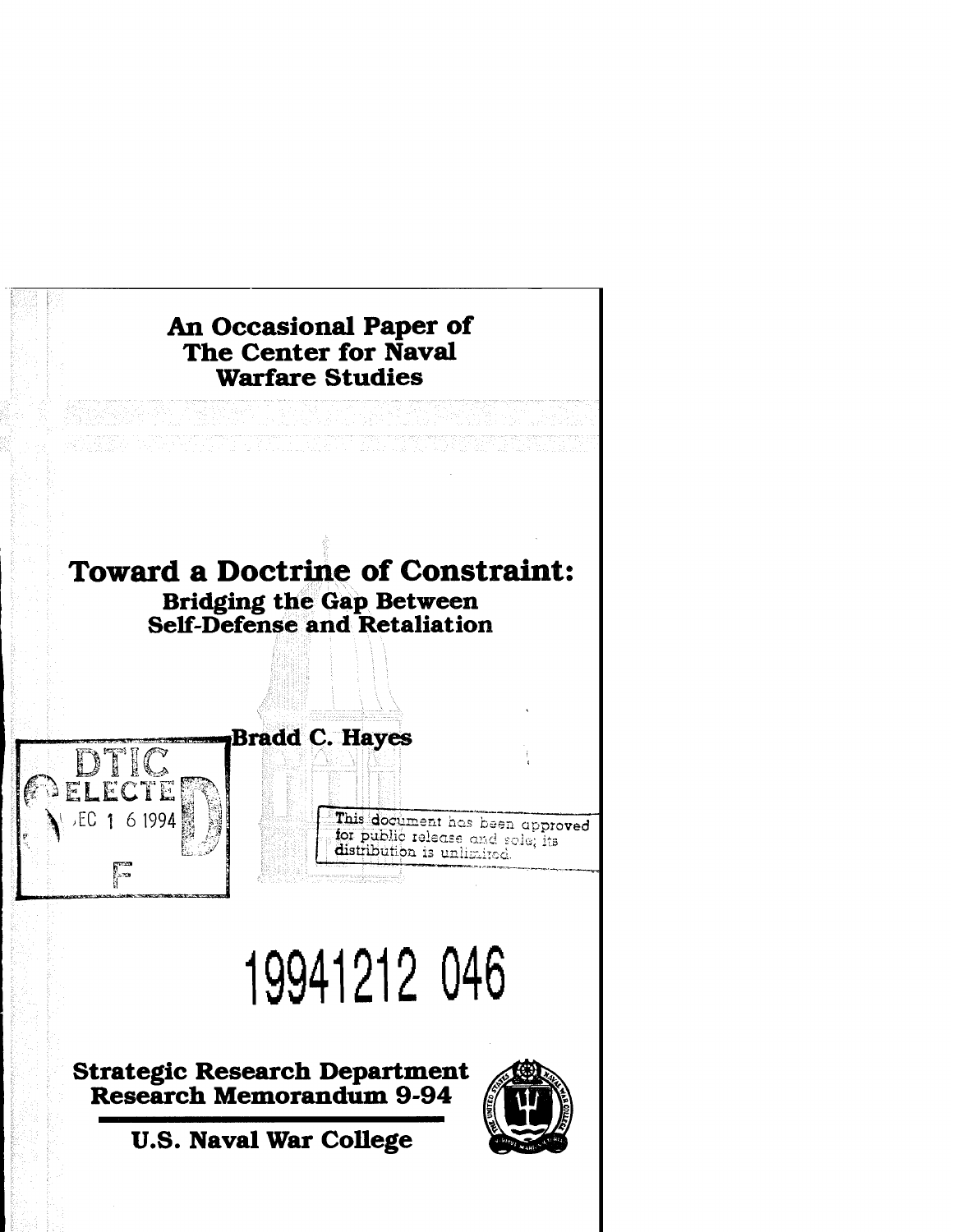**An Occasional Paper of The Center for Naval Warfare Studies**

# Toward a Doctrine of Constraint:

## Bridging the Gap Between Self-Defense and Retaliation

**Bradd C. Hayes**

DTIC ELECTE DEC 1 6 1994 F

This document has been approved for public release and sale; its distribution is unlimited.

19941212 046

**Strategic Research Department Research Memorandum 9-94**

**U.S. Naval War College**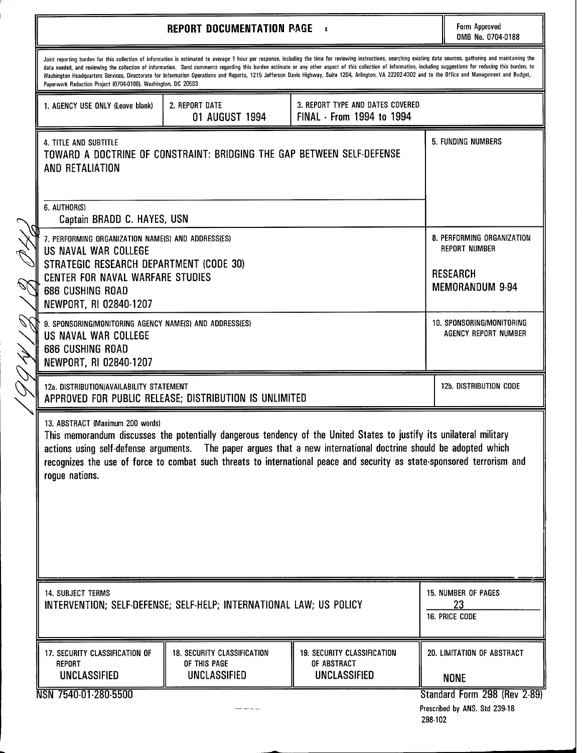# REPORT DOCUMENTATION PAGE

Form Approved
OMB No. 0704-0188

Joint reporting burden for this collection of information is estimated to average 1 hour per response, including the time for reviewing instructions, searching existing data sources, gathering and maintaining the data needed, and reviewing the collection of information. Send comments regarding this burden estimate or any other aspect of this collection of information, including suggestions for reducing this burden, to Washington Headquarters Services, Directorate for Information Operations and Reports, 1215 Jefferson Davis Highway, Suite 1204, Arlington, VA 22202-4302 and to the Office and Management and Budget, Paperwork Reduction Project (0704-0188), Washington, DC 20503

| 1. AGENCY USE ONLY (Leave blank) | 2. REPORT DATE | 3. REPORT TYPE AND DATES COVERED |
|---|---|---|
| | 01 AUGUST 1994 | FINAL - From 1994 to 1994 |

**4. TITLE AND SUBTITLE**
TOWARD A DOCTRINE OF CONSTRAINT: BRIDGING THE GAP BETWEEN SELF-DEFENSE AND RETALIATION

**5. FUNDING NUMBERS**

**6. AUTHOR(S)**
Captain BRADD C. HAYES, USN

**7. PERFORMING ORGANIZATION NAME(S) AND ADDRESS(ES)**
US NAVAL WAR COLLEGE
STRATEGIC RESEARCH DEPARTMENT (CODE 30)
CENTER FOR NAVAL WARFARE STUDIES
686 CUSHING ROAD
NEWPORT, RI 02840-1207

**8. PERFORMING ORGANIZATION REPORT NUMBER**
RESEARCH MEMORANDUM 9-94

**9. SPONSORING/MONITORING AGENCY NAME(S) AND ADDRESS(ES)**
US NAVAL WAR COLLEGE
686 CUSHING ROAD
NEWPORT, RI 02840-1207

**10. SPONSORING/MONITORING AGENCY REPORT NUMBER**

**12a. DISTRIBUTION/AVAILABILITY STATEMENT**
APPROVED FOR PUBLIC RELEASE; DISTRIBUTION IS UNLIMITED

**12b. DISTRIBUTION CODE**

**13. ABSTRACT (Maximum 200 words)**
This memorandum discusses the potentially dangerous tendency of the United States to justify its unilateral military actions using self-defense arguments. The paper argues that a new international doctrine should be adopted which recognizes the use of force to combat such threats to international peace and security as state-sponsored terrorism and rogue nations.

**14. SUBJECT TERMS**
INTERVENTION; SELF-DEFENSE; SELF-HELP; INTERNATIONAL LAW; US POLICY

**15. NUMBER OF PAGES**
23

**16. PRICE CODE**

| 17. SECURITY CLASSIFICATION OF REPORT | 18. SECURITY CLASSIFICATION OF THIS PAGE | 19. SECURITY CLASSIFICATION OF ABSTRACT | 20. LIMITATION OF ABSTRACT |
|---|---|---|---|
| UNCLASSIFIED | UNCLASSIFIED | UNCLASSIFIED | NONE |

NSN 7540-01-280-5500

Standard Form 298 (Rev 2-89)
Prescribed by ANS. Std 239-18
298-102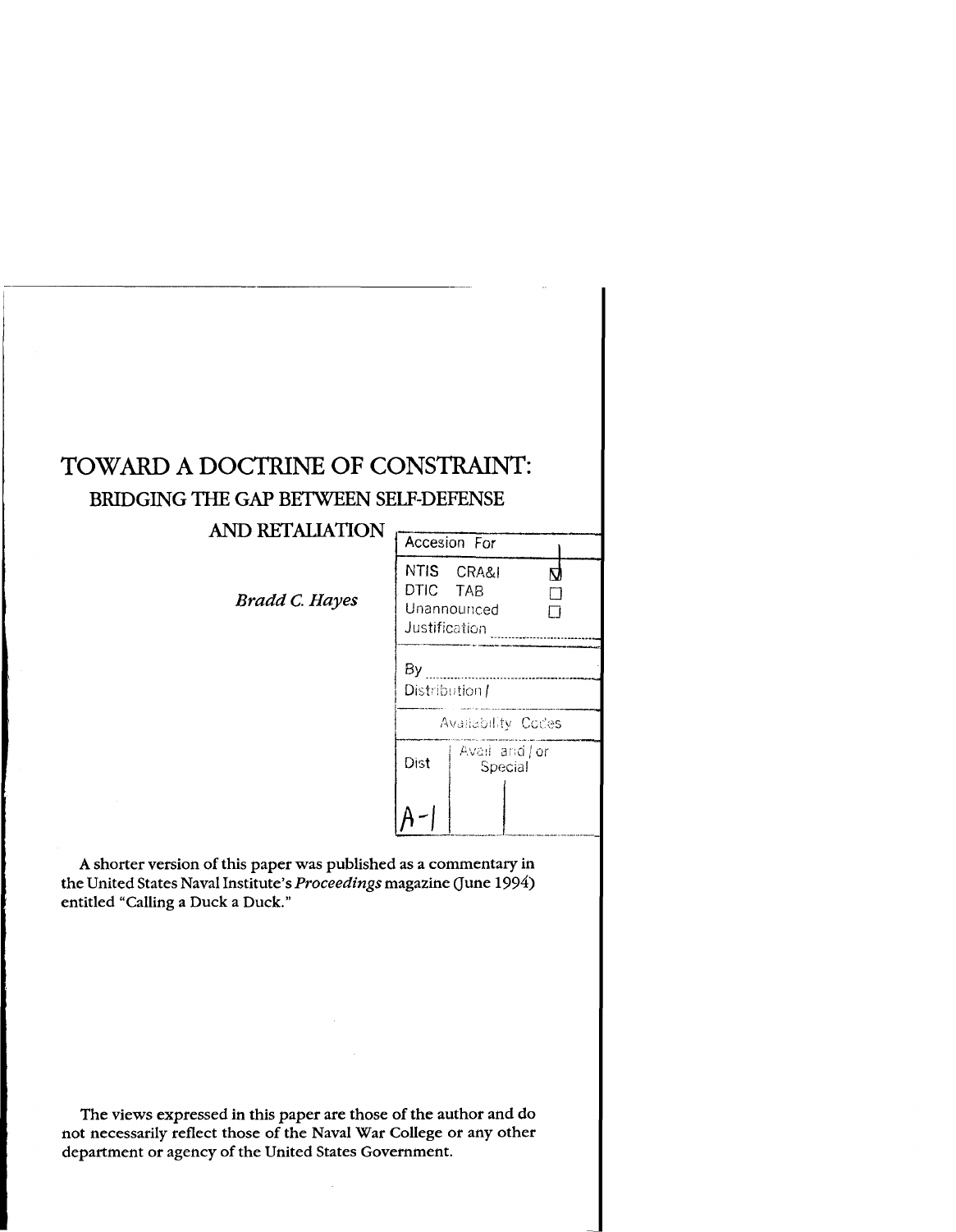# TOWARD A DOCTRINE OF CONSTRAINT:

## BRIDGING THE GAP BETWEEN SELF-DEFENSE AND RETALIATION

*Bradd C. Hayes*

| Accesion For | | |
|---|---|---|
| NTIS CRA&I | | ☑ |
| DTIC TAB | | ☐ |
| Unannounced | | ☐ |
| Justification | | |
| By | | |
| Distribution / | | |
| Availability Codes | | |
| Dist | Avail and / or Special | |
| A-1 | | |

A shorter version of this paper was published as a commentary in the United States Naval Institute's *Proceedings* magazine (June 1994) entitled "Calling a Duck a Duck."

The views expressed in this paper are those of the author and do not necessarily reflect those of the Naval War College or any other department or agency of the United States Government.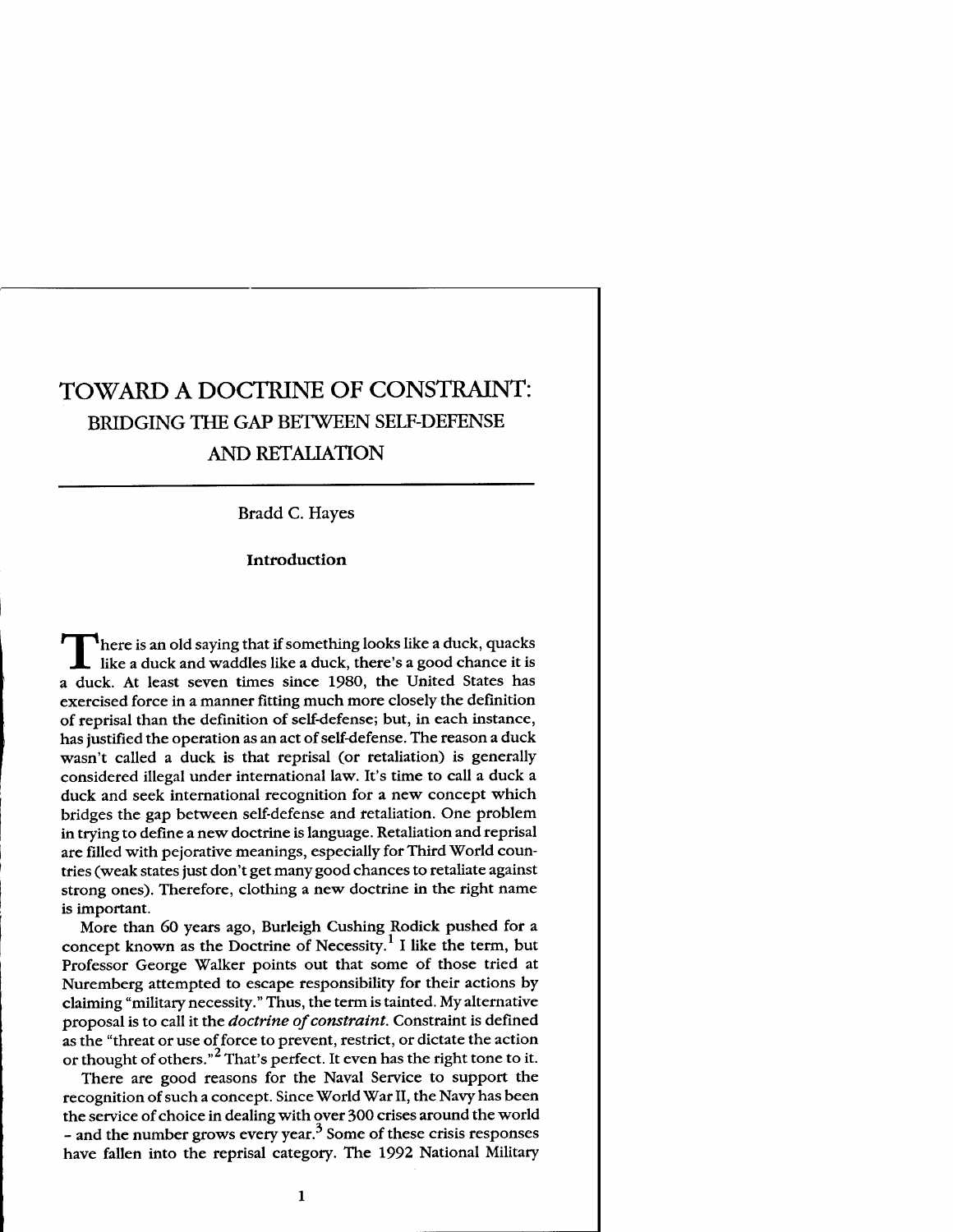# TOWARD A DOCTRINE OF CONSTRAINT: BRIDGING THE GAP BETWEEN SELF-DEFENSE AND RETALIATION

Bradd C. Hayes

## Introduction

There is an old saying that if something looks like a duck, quacks like a duck and waddles like a duck, there's a good chance it is a duck. At least seven times since 1980, the United States has exercised force in a manner fitting much more closely the definition of reprisal than the definition of self-defense; but, in each instance, has justified the operation as an act of self-defense. The reason a duck wasn't called a duck is that reprisal (or retaliation) is generally considered illegal under international law. It's time to call a duck a duck and seek international recognition for a new concept which bridges the gap between self-defense and retaliation. One problem in trying to define a new doctrine is language. Retaliation and reprisal are filled with pejorative meanings, especially for Third World countries (weak states just don't get many good chances to retaliate against strong ones). Therefore, clothing a new doctrine in the right name is important.

More than 60 years ago, Burleigh Cushing Rodick pushed for a concept known as the Doctrine of Necessity.[1] I like the term, but Professor George Walker points out that some of those tried at Nuremberg attempted to escape responsibility for their actions by claiming "military necessity." Thus, the term is tainted. My alternative proposal is to call it the *doctrine of constraint*. Constraint is defined as the "threat or use of force to prevent, restrict, or dictate the action or thought of others."[2] That's perfect. It even has the right tone to it.

There are good reasons for the Naval Service to support the recognition of such a concept. Since World War II, the Navy has been the service of choice in dealing with over 300 crises around the world - and the number grows every year.[3] Some of these crisis responses have fallen into the reprisal category. The 1992 National Military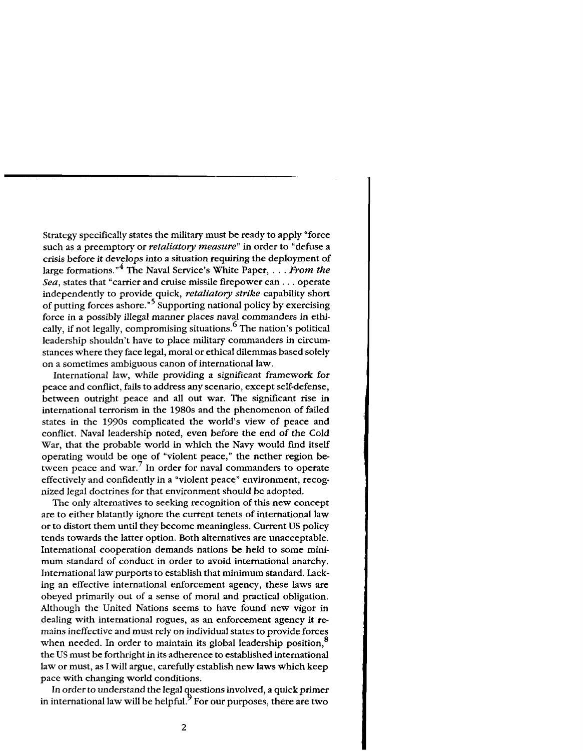Strategy specifically states the military must be ready to apply "force such as a preemptory or *retaliatory measure*" in order to "defuse a crisis before it develops into a situation requiring the deployment of large formations."[4] The Naval Service's White Paper, . . . *From the Sea*, states that "carrier and cruise missile firepower can . . . operate independently to provide quick, *retaliatory strike* capability short of putting forces ashore."[5] Supporting national policy by exercising force in a possibly illegal manner places naval commanders in ethically, if not legally, compromising situations.[6] The nation's political leadership shouldn't have to place military commanders in circumstances where they face legal, moral or ethical dilemmas based solely on a sometimes ambiguous canon of international law.

International law, while providing a significant framework for peace and conflict, fails to address any scenario, except self-defense, between outright peace and all out war. The significant rise in international terrorism in the 1980s and the phenomenon of failed states in the 1990s complicated the world's view of peace and conflict. Naval leadership noted, even before the end of the Cold War, that the probable world in which the Navy would find itself operating would be one of "violent peace," the nether region between peace and war.[7] In order for naval commanders to operate effectively and confidently in a "violent peace" environment, recognized legal doctrines for that environment should be adopted.

The only alternatives to seeking recognition of this new concept are to either blatantly ignore the current tenets of international law or to distort them until they become meaningless. Current US policy tends towards the latter option. Both alternatives are unacceptable. International cooperation demands nations be held to some minimum standard of conduct in order to avoid international anarchy. International law purports to establish that minimum standard. Lacking an effective international enforcement agency, these laws are obeyed primarily out of a sense of moral and practical obligation. Although the United Nations seems to have found new vigor in dealing with international rogues, as an enforcement agency it remains ineffective and must rely on individual states to provide forces when needed. In order to maintain its global leadership position,[8] the US must be forthright in its adherence to established international law or must, as I will argue, carefully establish new laws which keep pace with changing world conditions.

In order to understand the legal questions involved, a quick primer in international law will be helpful.[9] For our purposes, there are two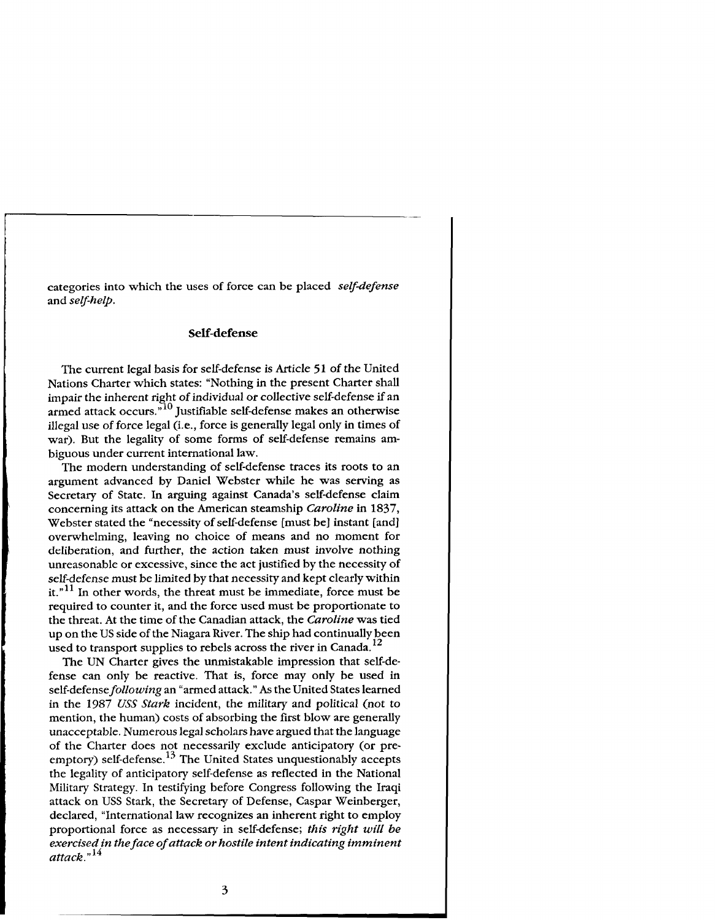categories into which the uses of force can be placed *self-defense* and *self-help*.

## Self-defense

The current legal basis for self-defense is Article 51 of the United Nations Charter which states: "Nothing in the present Charter shall impair the inherent right of individual or collective self-defense if an armed attack occurs."[10] Justifiable self-defense makes an otherwise illegal use of force legal (i.e., force is generally legal only in times of war). But the legality of some forms of self-defense remains ambiguous under current international law.

The modern understanding of self-defense traces its roots to an argument advanced by Daniel Webster while he was serving as Secretary of State. In arguing against Canada's self-defense claim concerning its attack on the American steamship *Caroline* in 1837, Webster stated the "necessity of self-defense [must be] instant [and] overwhelming, leaving no choice of means and no moment for deliberation, and further, the action taken must involve nothing unreasonable or excessive, since the act justified by the necessity of self-defense must be limited by that necessity and kept clearly within it."[11] In other words, the threat must be immediate, force must be required to counter it, and the force used must be proportionate to the threat. At the time of the Canadian attack, the *Caroline* was tied up on the US side of the Niagara River. The ship had continually been used to transport supplies to rebels across the river in Canada.[12]

The UN Charter gives the unmistakable impression that self-defense can only be reactive. That is, force may only be used in self-defense *following* an "armed attack." As the United States learned in the 1987 *USS Stark* incident, the military and political (not to mention, the human) costs of absorbing the first blow are generally unacceptable. Numerous legal scholars have argued that the language of the Charter does not necessarily exclude anticipatory (or preemptory) self-defense.[13] The United States unquestionably accepts the legality of anticipatory self-defense as reflected in the National Military Strategy. In testifying before Congress following the Iraqi attack on USS Stark, the Secretary of Defense, Caspar Weinberger, declared, "International law recognizes an inherent right to employ proportional force as necessary in self-defense; ***this right will be exercised in the face of attack or hostile intent indicating imminent attack***."[14]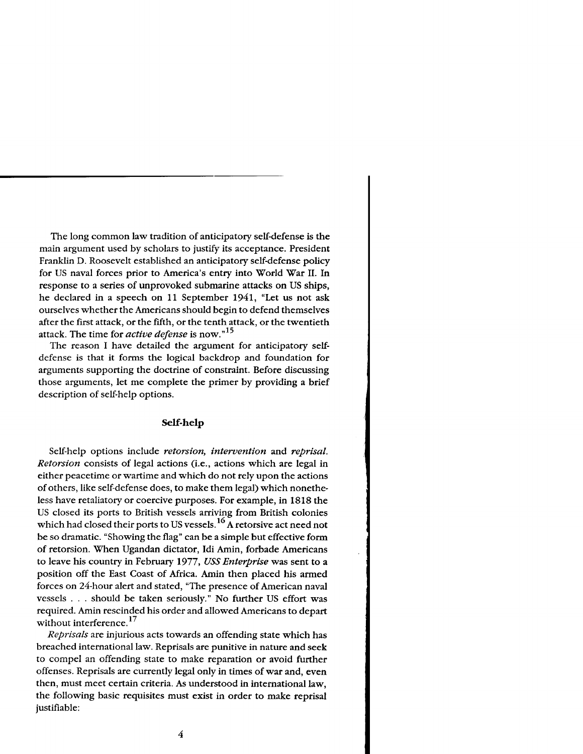The long common law tradition of anticipatory self-defense is the main argument used by scholars to justify its acceptance. President Franklin D. Roosevelt established an anticipatory self-defense policy for US naval forces prior to America's entry into World War II. In response to a series of unprovoked submarine attacks on US ships, he declared in a speech on 11 September 1941, "Let us not ask ourselves whether the Americans should begin to defend themselves after the first attack, or the fifth, or the tenth attack, or the twentieth attack. The time for *active defense* is now."[15]

The reason I have detailed the argument for anticipatory self-defense is that it forms the logical backdrop and foundation for arguments supporting the doctrine of constraint. Before discussing those arguments, let me complete the primer by providing a brief description of self-help options.

### Self-help

Self-help options include *retorsion, intervention* and *reprisal. Retorsion* consists of legal actions (i.e., actions which are legal in either peacetime or wartime and which do not rely upon the actions of others, like self-defense does, to make them legal) which nonetheless have retaliatory or coercive purposes. For example, in 1818 the US closed its ports to British vessels arriving from British colonies which had closed their ports to US vessels.[16] A retorsive act need not be so dramatic. "Showing the flag" can be a simple but effective form of retorsion. When Ugandan dictator, Idi Amin, forbade Americans to leave his country in February 1977, *USS Enterprise* was sent to a position off the East Coast of Africa. Amin then placed his armed forces on 24-hour alert and stated, "The presence of American naval vessels . . . should be taken seriously." No further US effort was required. Amin rescinded his order and allowed Americans to depart without interference.[17]

*Reprisals* are injurious acts towards an offending state which has breached international law. Reprisals are punitive in nature and seek to compel an offending state to make reparation or avoid further offenses. Reprisals are currently legal only in times of war and, even then, must meet certain criteria. As understood in international law, the following basic requisites must exist in order to make reprisal justifiable: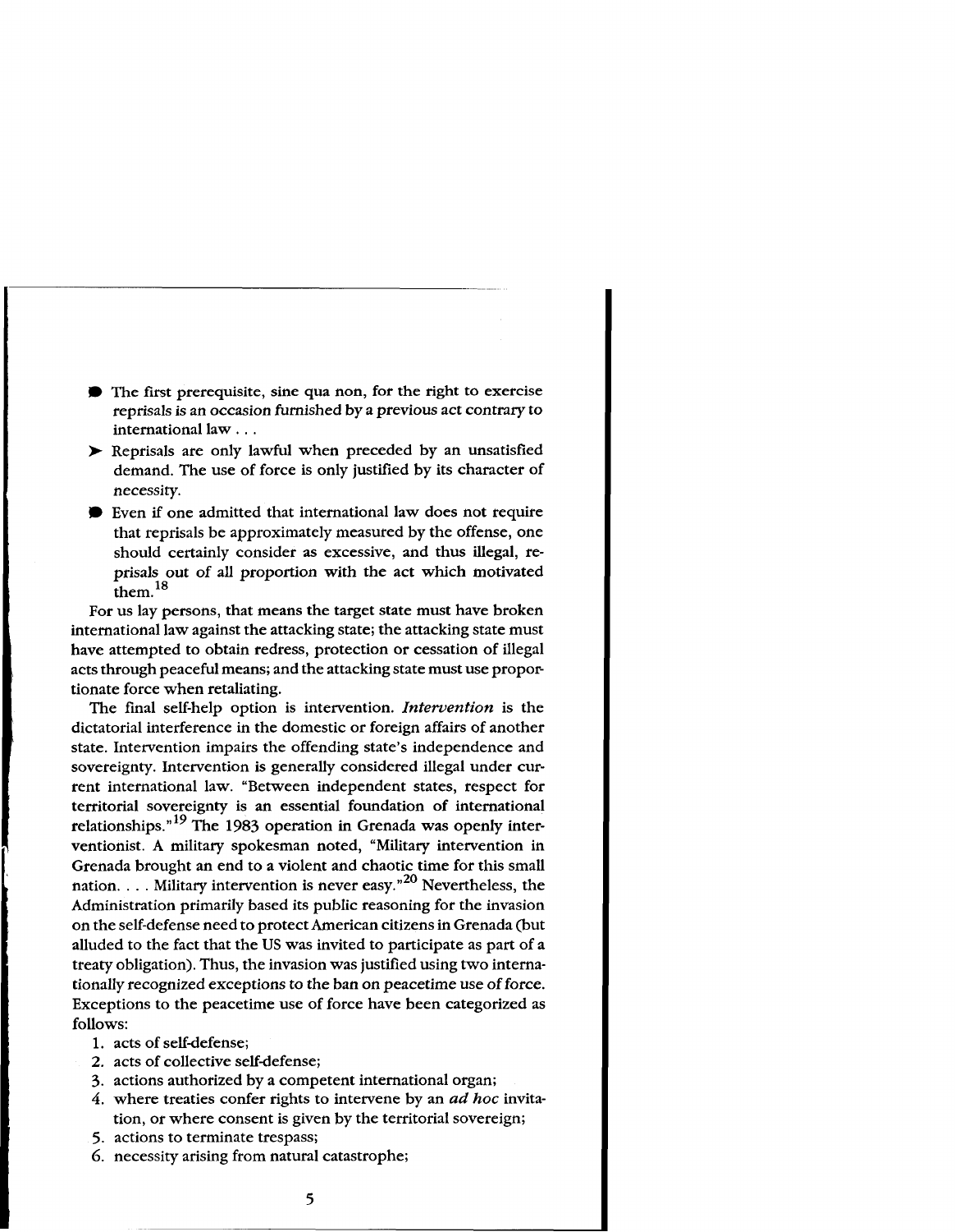- The first prerequisite, sine qua non, for the right to exercise reprisals is an occasion furnished by a previous act contrary to international law . . .
- Reprisals are only lawful when preceded by an unsatisfied demand. The use of force is only justified by its character of necessity.
- Even if one admitted that international law does not require that reprisals be approximately measured by the offense, one should certainly consider as excessive, and thus illegal, reprisals out of all proportion with the act which motivated them.[18]

For us lay persons, that means the target state must have broken international law against the attacking state; the attacking state must have attempted to obtain redress, protection or cessation of illegal acts through peaceful means; and the attacking state must use proportionate force when retaliating.

The final self-help option is intervention. *Intervention* is the dictatorial interference in the domestic or foreign affairs of another state. Intervention impairs the offending state's independence and sovereignty. Intervention is generally considered illegal under current international law. "Between independent states, respect for territorial sovereignty is an essential foundation of international relationships."[19] The 1983 operation in Grenada was openly interventionist. A military spokesman noted, "Military intervention in Grenada brought an end to a violent and chaotic time for this small nation. . . . Military intervention is never easy."[20] Nevertheless, the Administration primarily based its public reasoning for the invasion on the self-defense need to protect American citizens in Grenada (but alluded to the fact that the US was invited to participate as part of a treaty obligation). Thus, the invasion was justified using two internationally recognized exceptions to the ban on peacetime use of force. Exceptions to the peacetime use of force have been categorized as follows:

1. acts of self-defense;
2. acts of collective self-defense;
3. actions authorized by a competent international organ;
4. where treaties confer rights to intervene by an *ad hoc* invitation, or where consent is given by the territorial sovereign;
5. actions to terminate trespass;
6. necessity arising from natural catastrophe;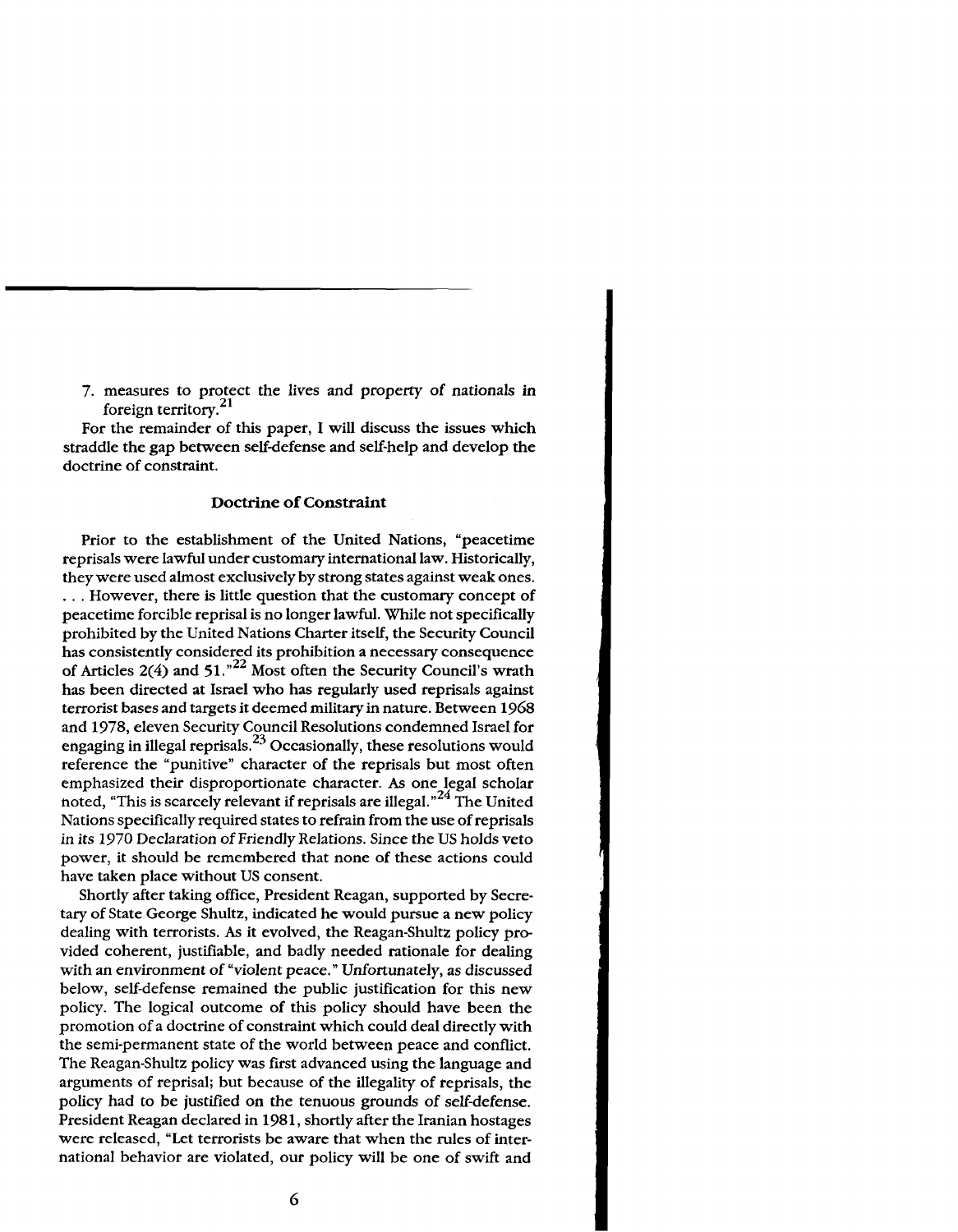7. measures to protect the lives and property of nationals in foreign territory.[21]

For the remainder of this paper, I will discuss the issues which straddle the gap between self-defense and self-help and develop the doctrine of constraint.

### Doctrine of Constraint

Prior to the establishment of the United Nations, "peacetime reprisals were lawful under customary international law. Historically, they were used almost exclusively by strong states against weak ones. . . . However, there is little question that the customary concept of peacetime forcible reprisal is no longer lawful. While not specifically prohibited by the United Nations Charter itself, the Security Council has consistently considered its prohibition a necessary consequence of Articles 2(4) and 51."[22] Most often the Security Council's wrath has been directed at Israel who has regularly used reprisals against terrorist bases and targets it deemed military in nature. Between 1968 and 1978, eleven Security Council Resolutions condemned Israel for engaging in illegal reprisals.[23] Occasionally, these resolutions would reference the "punitive" character of the reprisals but most often emphasized their disproportionate character. As one legal scholar noted, "This is scarcely relevant if reprisals are illegal."[24] The United Nations specifically required states to refrain from the use of reprisals in its 1970 Declaration of Friendly Relations. Since the US holds veto power, it should be remembered that none of these actions could have taken place without US consent.

Shortly after taking office, President Reagan, supported by Secretary of State George Shultz, indicated he would pursue a new policy dealing with terrorists. As it evolved, the Reagan-Shultz policy provided coherent, justifiable, and badly needed rationale for dealing with an environment of "violent peace." Unfortunately, as discussed below, self-defense remained the public justification for this new policy. The logical outcome of this policy should have been the promotion of a doctrine of constraint which could deal directly with the semi-permanent state of the world between peace and conflict. The Reagan-Shultz policy was first advanced using the language and arguments of reprisal; but because of the illegality of reprisals, the policy had to be justified on the tenuous grounds of self-defense. President Reagan declared in 1981, shortly after the Iranian hostages were released, "Let terrorists be aware that when the rules of international behavior are violated, our policy will be one of swift and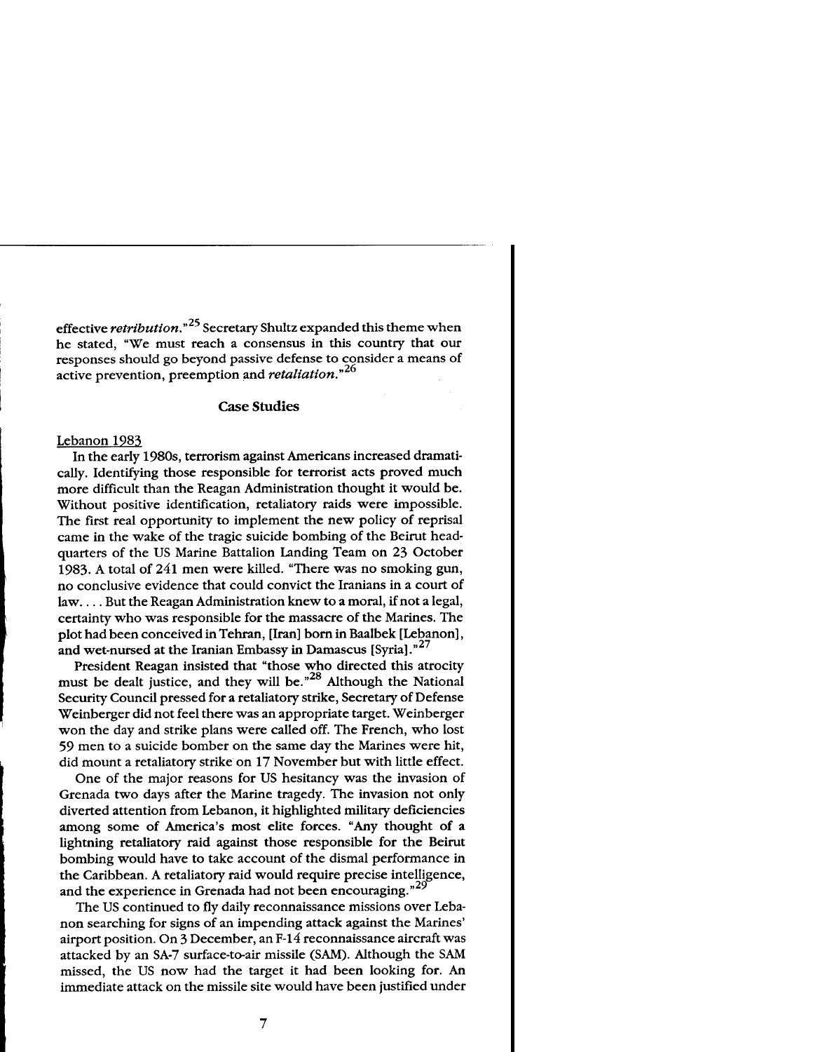effective *retribution*."[25] Secretary Shultz expanded this theme when he stated, "We must reach a consensus in this country that our responses should go beyond passive defense to consider a means of active prevention, preemption and *retaliation*."[26]

## Case Studies

Lebanon 1983

In the early 1980s, terrorism against Americans increased dramatically. Identifying those responsible for terrorist acts proved much more difficult than the Reagan Administration thought it would be. Without positive identification, retaliatory raids were impossible. The first real opportunity to implement the new policy of reprisal came in the wake of the tragic suicide bombing of the Beirut headquarters of the US Marine Battalion Landing Team on 23 October 1983. A total of 241 men were killed. "There was no smoking gun, no conclusive evidence that could convict the Iranians in a court of law. . . . But the Reagan Administration knew to a moral, if not a legal, certainty who was responsible for the massacre of the Marines. The plot had been conceived in Tehran, [Iran] born in Baalbek [Lebanon], and wet-nursed at the Iranian Embassy in Damascus [Syria]."[27]

President Reagan insisted that "those who directed this atrocity must be dealt justice, and they will be."[28] Although the National Security Council pressed for a retaliatory strike, Secretary of Defense Weinberger did not feel there was an appropriate target. Weinberger won the day and strike plans were called off. The French, who lost 59 men to a suicide bomber on the same day the Marines were hit, did mount a retaliatory strike on 17 November but with little effect.

One of the major reasons for US hesitancy was the invasion of Grenada two days after the Marine tragedy. The invasion not only diverted attention from Lebanon, it highlighted military deficiencies among some of America's most elite forces. "Any thought of a lightning retaliatory raid against those responsible for the Beirut bombing would have to take account of the dismal performance in the Caribbean. A retaliatory raid would require precise intelligence, and the experience in Grenada had not been encouraging."[29]

The US continued to fly daily reconnaissance missions over Lebanon searching for signs of an impending attack against the Marines' airport position. On 3 December, an F-14 reconnaissance aircraft was attacked by an SA-7 surface-to-air missile (SAM). Although the SAM missed, the US now had the target it had been looking for. An immediate attack on the missile site would have been justified under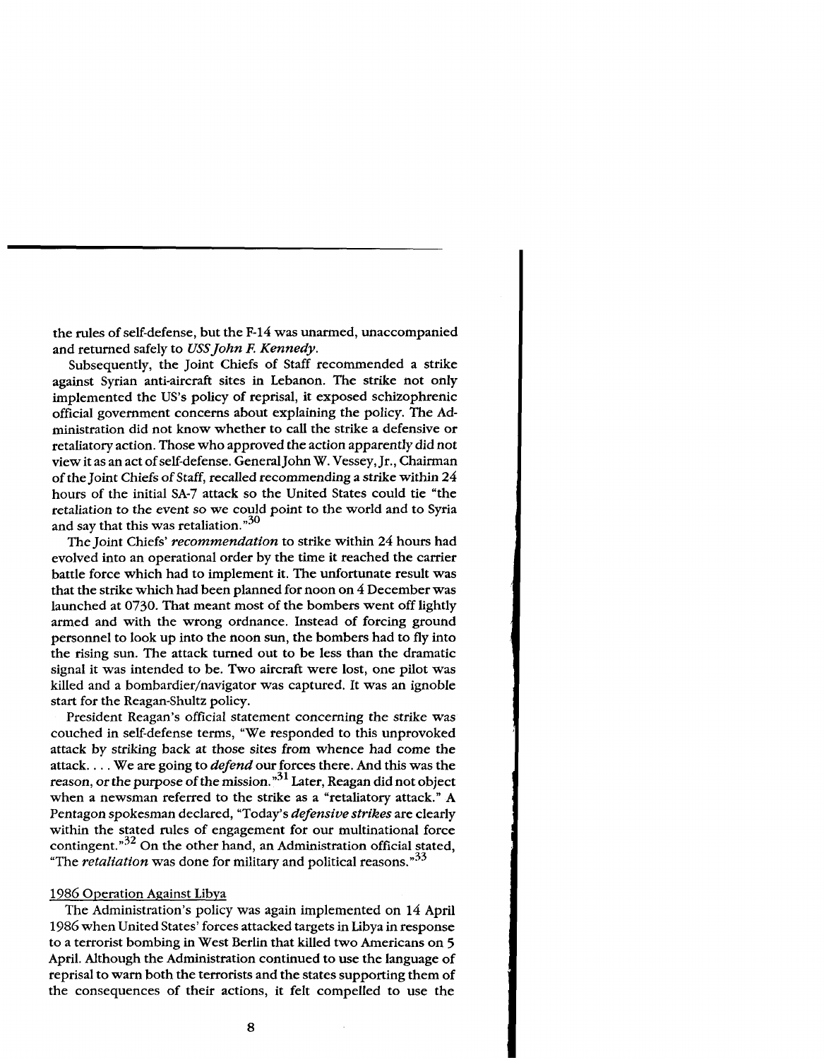the rules of self-defense, but the F-14 was unarmed, unaccompanied and returned safely to *USS John F. Kennedy*.

Subsequently, the Joint Chiefs of Staff recommended a strike against Syrian anti-aircraft sites in Lebanon. The strike not only implemented the US's policy of reprisal, it exposed schizophrenic official government concerns about explaining the policy. The Administration did not know whether to call the strike a defensive or retaliatory action. Those who approved the action apparently did not view it as an act of self-defense. General John W. Vessey, Jr., Chairman of the Joint Chiefs of Staff, recalled recommending a strike within 24 hours of the initial SA-7 attack so the United States could tie "the retaliation to the event so we could point to the world and to Syria and say that this was retaliation."[30]

The Joint Chiefs' *recommendation* to strike within 24 hours had evolved into an operational order by the time it reached the carrier battle force which had to implement it. The unfortunate result was that the strike which had been planned for noon on 4 December was launched at 0730. That meant most of the bombers went off lightly armed and with the wrong ordnance. Instead of forcing ground personnel to look up into the noon sun, the bombers had to fly into the rising sun. The attack turned out to be less than the dramatic signal it was intended to be. Two aircraft were lost, one pilot was killed and a bombardier/navigator was captured. It was an ignoble start for the Reagan-Shultz policy.

President Reagan's official statement concerning the strike was couched in self-defense terms, "We responded to this unprovoked attack by striking back at those sites from whence had come the attack. . . . We are going to *defend* our forces there. And this was the reason, or the purpose of the mission."[31] Later, Reagan did not object when a newsman referred to the strike as a "retaliatory attack." A Pentagon spokesman declared, "Today's *defensive strikes* are clearly within the stated rules of engagement for our multinational force contingent."[32] On the other hand, an Administration official stated, "The *retaliation* was done for military and political reasons."[33]

### 1986 Operation Against Libya

The Administration's policy was again implemented on 14 April 1986 when United States' forces attacked targets in Libya in response to a terrorist bombing in West Berlin that killed two Americans on 5 April. Although the Administration continued to use the language of reprisal to warn both the terrorists and the states supporting them of the consequences of their actions, it felt compelled to use the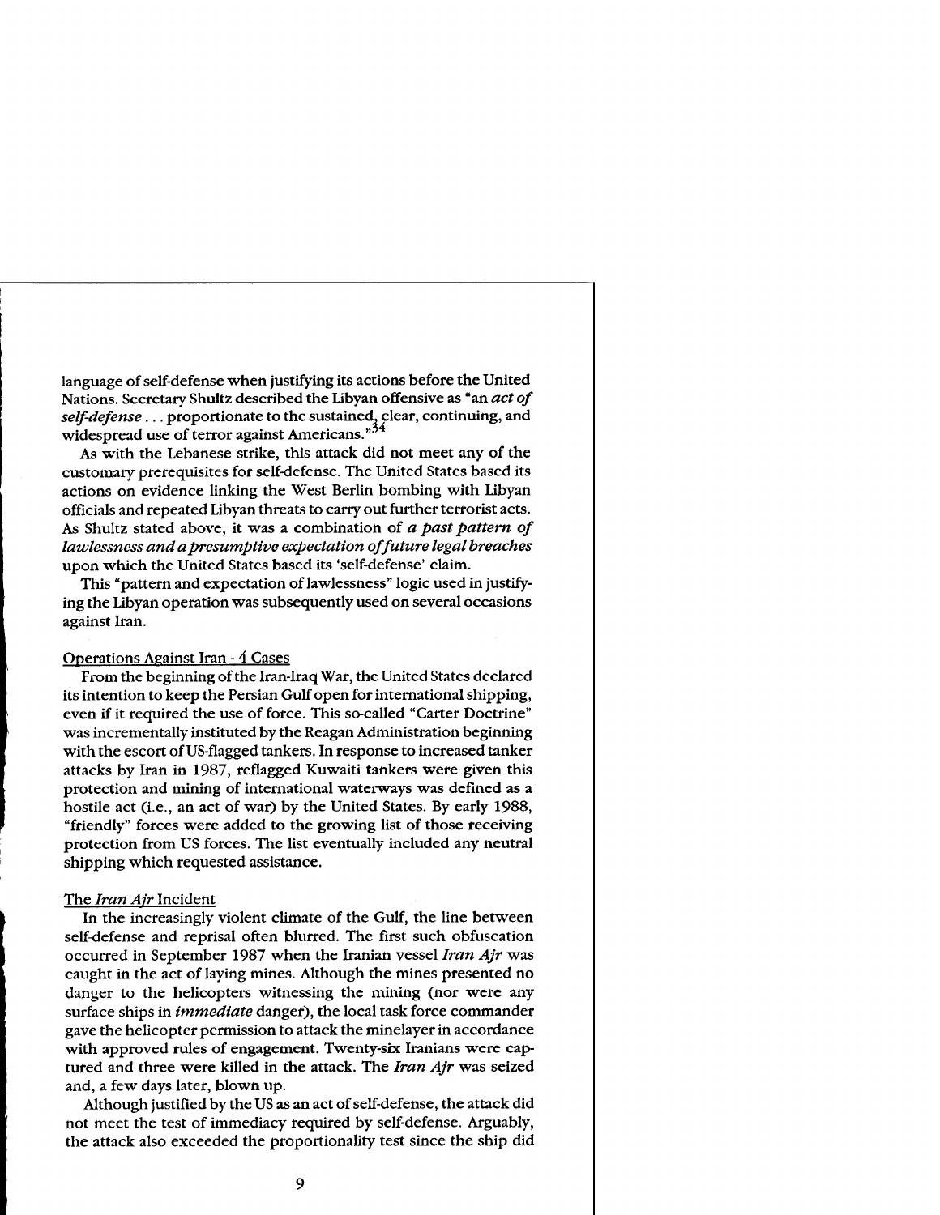language of self-defense when justifying its actions before the United Nations. Secretary Shultz described the Libyan offensive as "an *act of self-defense* . . . proportionate to the sustained, clear, continuing, and widespread use of terror against Americans."[34]

As with the Lebanese strike, this attack did not meet any of the customary prerequisites for self-defense. The United States based its actions on evidence linking the West Berlin bombing with Libyan officials and repeated Libyan threats to carry out further terrorist acts. As Shultz stated above, it was a combination of *a past pattern of lawlessness and a presumptive expectation of future legal breaches* upon which the United States based its 'self-defense' claim.

This "pattern and expectation of lawlessness" logic used in justifying the Libyan operation was subsequently used on several occasions against Iran.

Operations Against Iran - 4 Cases

From the beginning of the Iran-Iraq War, the United States declared its intention to keep the Persian Gulf open for international shipping, even if it required the use of force. This so-called "Carter Doctrine" was incrementally instituted by the Reagan Administration beginning with the escort of US-flagged tankers. In response to increased tanker attacks by Iran in 1987, reflagged Kuwaiti tankers were given this protection and mining of international waterways was defined as a hostile act (i.e., an act of war) by the United States. By early 1988, "friendly" forces were added to the growing list of those receiving protection from US forces. The list eventually included any neutral shipping which requested assistance.

The *Iran Ajr* Incident

In the increasingly violent climate of the Gulf, the line between self-defense and reprisal often blurred. The first such obfuscation occurred in September 1987 when the Iranian vessel *Iran Ajr* was caught in the act of laying mines. Although the mines presented no danger to the helicopters witnessing the mining (nor were any surface ships in *immediate* danger), the local task force commander gave the helicopter permission to attack the minelayer in accordance with approved rules of engagement. Twenty-six Iranians were captured and three were killed in the attack. The *Iran Ajr* was seized and, a few days later, blown up.

Although justified by the US as an act of self-defense, the attack did not meet the test of immediacy required by self-defense. Arguably, the attack also exceeded the proportionality test since the ship did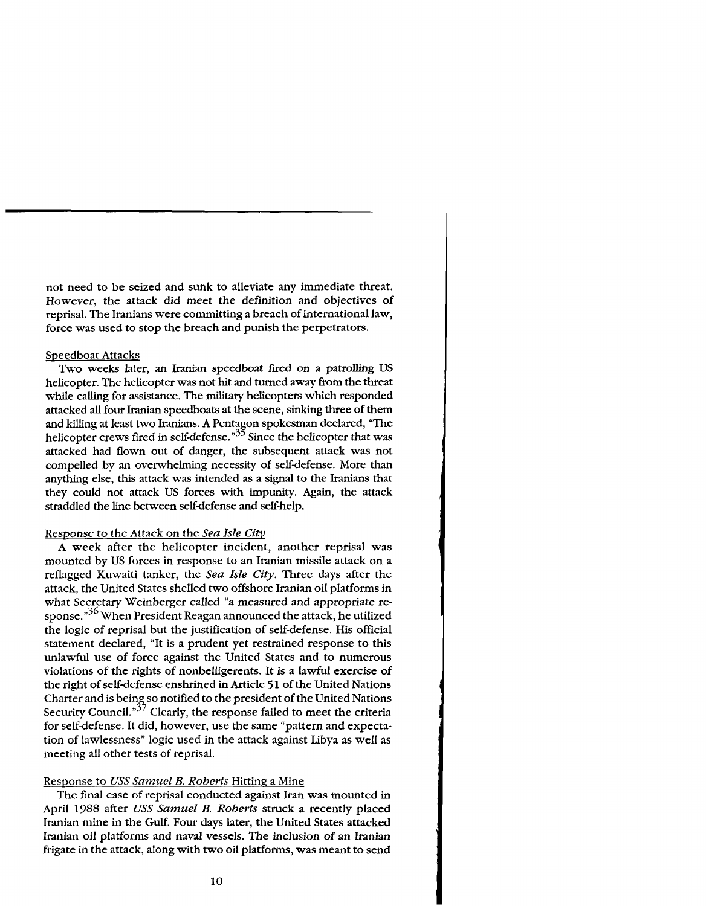not need to be seized and sunk to alleviate any immediate threat. However, the attack did meet the definition and objectives of reprisal. The Iranians were committing a breach of international law, force was used to stop the breach and punish the perpetrators.

Speedboat Attacks

Two weeks later, an Iranian speedboat fired on a patrolling US helicopter. The helicopter was not hit and turned away from the threat while calling for assistance. The military helicopters which responded attacked all four Iranian speedboats at the scene, sinking three of them and killing at least two Iranians. A Pentagon spokesman declared, "The helicopter crews fired in self-defense."[35] Since the helicopter that was attacked had flown out of danger, the subsequent attack was not compelled by an overwhelming necessity of self-defense. More than anything else, this attack was intended as a signal to the Iranians that they could not attack US forces with impunity. Again, the attack straddled the line between self-defense and self-help.

Response to the Attack on the *Sea Isle City*

A week after the helicopter incident, another reprisal was mounted by US forces in response to an Iranian missile attack on a reflagged Kuwaiti tanker, the *Sea Isle City*. Three days after the attack, the United States shelled two offshore Iranian oil platforms in what Secretary Weinberger called "a measured and appropriate response."[36] When President Reagan announced the attack, he utilized the logic of reprisal but the justification of self-defense. His official statement declared, "It is a prudent yet restrained response to this unlawful use of force against the United States and to numerous violations of the rights of nonbelligerents. It is a lawful exercise of the right of self-defense enshrined in Article 51 of the United Nations Charter and is being so notified to the president of the United Nations Security Council."[37] Clearly, the response failed to meet the criteria for self-defense. It did, however, use the same "pattern and expectation of lawlessness" logic used in the attack against Libya as well as meeting all other tests of reprisal.

Response to *USS Samuel B. Roberts* Hitting a Mine

The final case of reprisal conducted against Iran was mounted in April 1988 after *USS Samuel B. Roberts* struck a recently placed Iranian mine in the Gulf. Four days later, the United States attacked Iranian oil platforms and naval vessels. The inclusion of an Iranian frigate in the attack, along with two oil platforms, was meant to send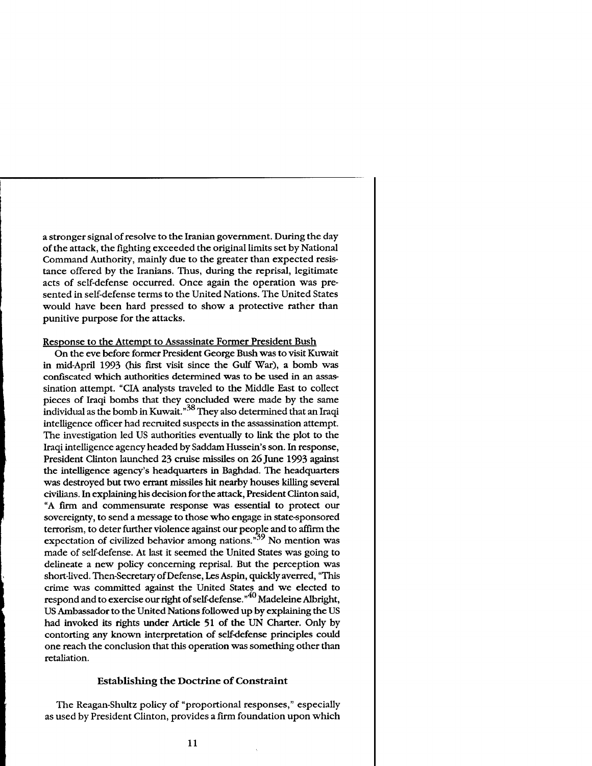a stronger signal of resolve to the Iranian government. During the day of the attack, the fighting exceeded the original limits set by National Command Authority, mainly due to the greater than expected resistance offered by the Iranians. Thus, during the reprisal, legitimate acts of self-defense occurred. Once again the operation was presented in self-defense terms to the United Nations. The United States would have been hard pressed to show a protective rather than punitive purpose for the attacks.

Response to the Attempt to Assassinate Former President Bush

On the eve before former President George Bush was to visit Kuwait in mid-April 1993 (his first visit since the Gulf War), a bomb was confiscated which authorities determined was to be used in an assassination attempt. "CIA analysts traveled to the Middle East to collect pieces of Iraqi bombs that they concluded were made by the same individual as the bomb in Kuwait."[38] They also determined that an Iraqi intelligence officer had recruited suspects in the assassination attempt. The investigation led US authorities eventually to link the plot to the Iraqi intelligence agency headed by Saddam Hussein's son. In response, President Clinton launched 23 cruise missiles on 26 June 1993 against the intelligence agency's headquarters in Baghdad. The headquarters was destroyed but two errant missiles hit nearby houses killing several civilians. In explaining his decision for the attack, President Clinton said, "A firm and commensurate response was essential to protect our sovereignty, to send a message to those who engage in state-sponsored terrorism, to deter further violence against our people and to affirm the expectation of civilized behavior among nations."[39] No mention was made of self-defense. At last it seemed the United States was going to delineate a new policy concerning reprisal. But the perception was short-lived. Then-Secretary of Defense, Les Aspin, quickly averred, "This crime was committed against the United States and we elected to respond and to exercise our right of self-defense."[40] Madeleine Albright, US Ambassador to the United Nations followed up by explaining the US had invoked its rights under Article 51 of the UN Charter. Only by contorting any known interpretation of self-defense principles could one reach the conclusion that this operation was something other than retaliation.

## Establishing the Doctrine of Constraint

The Reagan-Shultz policy of "proportional responses," especially as used by President Clinton, provides a firm foundation upon which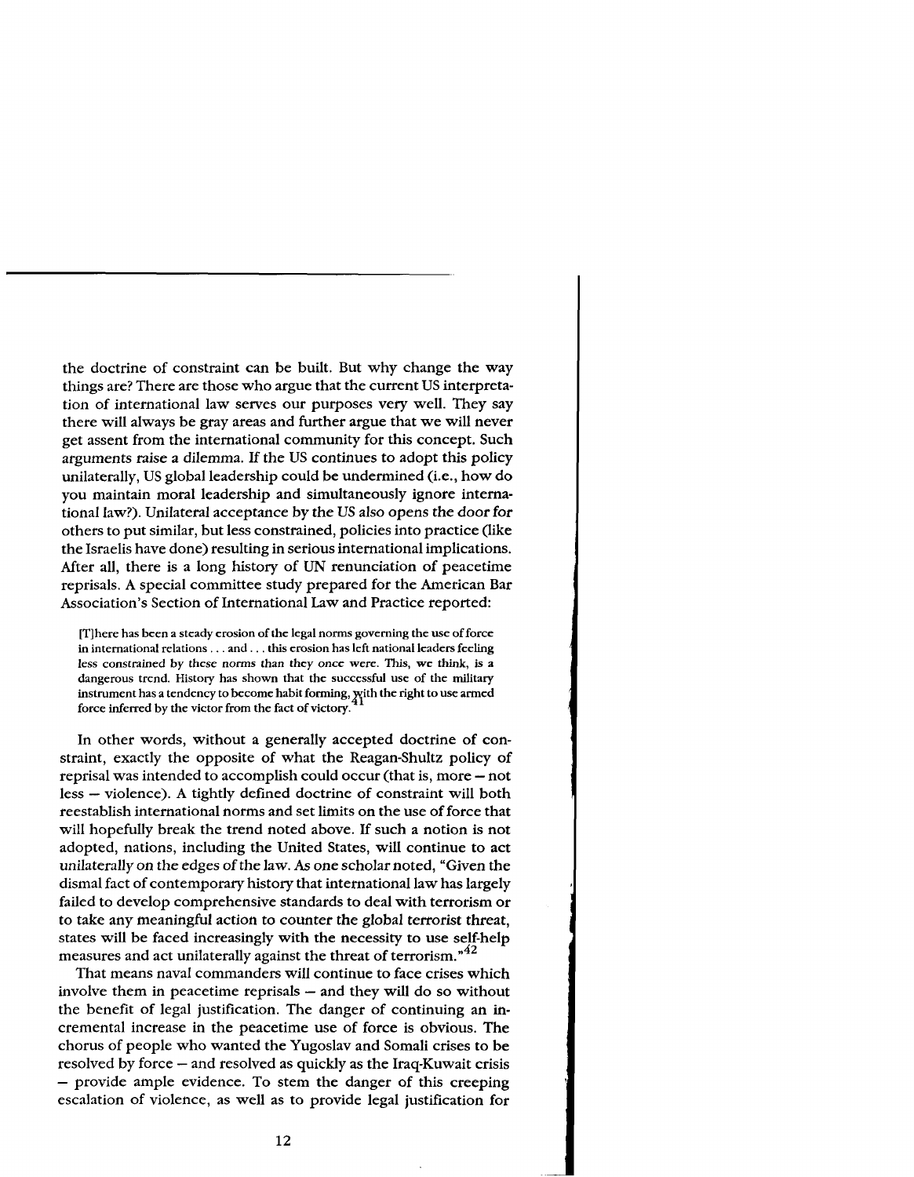the doctrine of constraint can be built. But why change the way things are? There are those who argue that the current US interpretation of international law serves our purposes very well. They say there will always be gray areas and further argue that we will never get assent from the international community for this concept. Such arguments raise a dilemma. If the US continues to adopt this policy unilaterally, US global leadership could be undermined (i.e., how do you maintain moral leadership and simultaneously ignore international law?). Unilateral acceptance by the US also opens the door for others to put similar, but less constrained, policies into practice (like the Israelis have done) resulting in serious international implications. After all, there is a long history of UN renunciation of peacetime reprisals. A special committee study prepared for the American Bar Association's Section of International Law and Practice reported:

> [T]here has been a steady erosion of the legal norms governing the use of force in international relations . . . and . . . this erosion has left national leaders feeling less constrained by these norms than they once were. This, we think, is a dangerous trend. History has shown that the successful use of the military instrument has a tendency to become habit forming, with the right to use armed force inferred by the victor from the fact of victory.[41]

In other words, without a generally accepted doctrine of constraint, exactly the opposite of what the Reagan-Shultz policy of reprisal was intended to accomplish could occur (that is, more – not less – violence). A tightly defined doctrine of constraint will both reestablish international norms and set limits on the use of force that will hopefully break the trend noted above. If such a notion is not adopted, nations, including the United States, will continue to act unilaterally on the edges of the law. As one scholar noted, "Given the dismal fact of contemporary history that international law has largely failed to develop comprehensive standards to deal with terrorism or to take any meaningful action to counter the global terrorist threat, states will be faced increasingly with the necessity to use self-help measures and act unilaterally against the threat of terrorism."[42]

That means naval commanders will continue to face crises which involve them in peacetime reprisals – and they will do so without the benefit of legal justification. The danger of continuing an incremental increase in the peacetime use of force is obvious. The chorus of people who wanted the Yugoslav and Somali crises to be resolved by force – and resolved as quickly as the Iraq-Kuwait crisis – provide ample evidence. To stem the danger of this creeping escalation of violence, as well as to provide legal justification for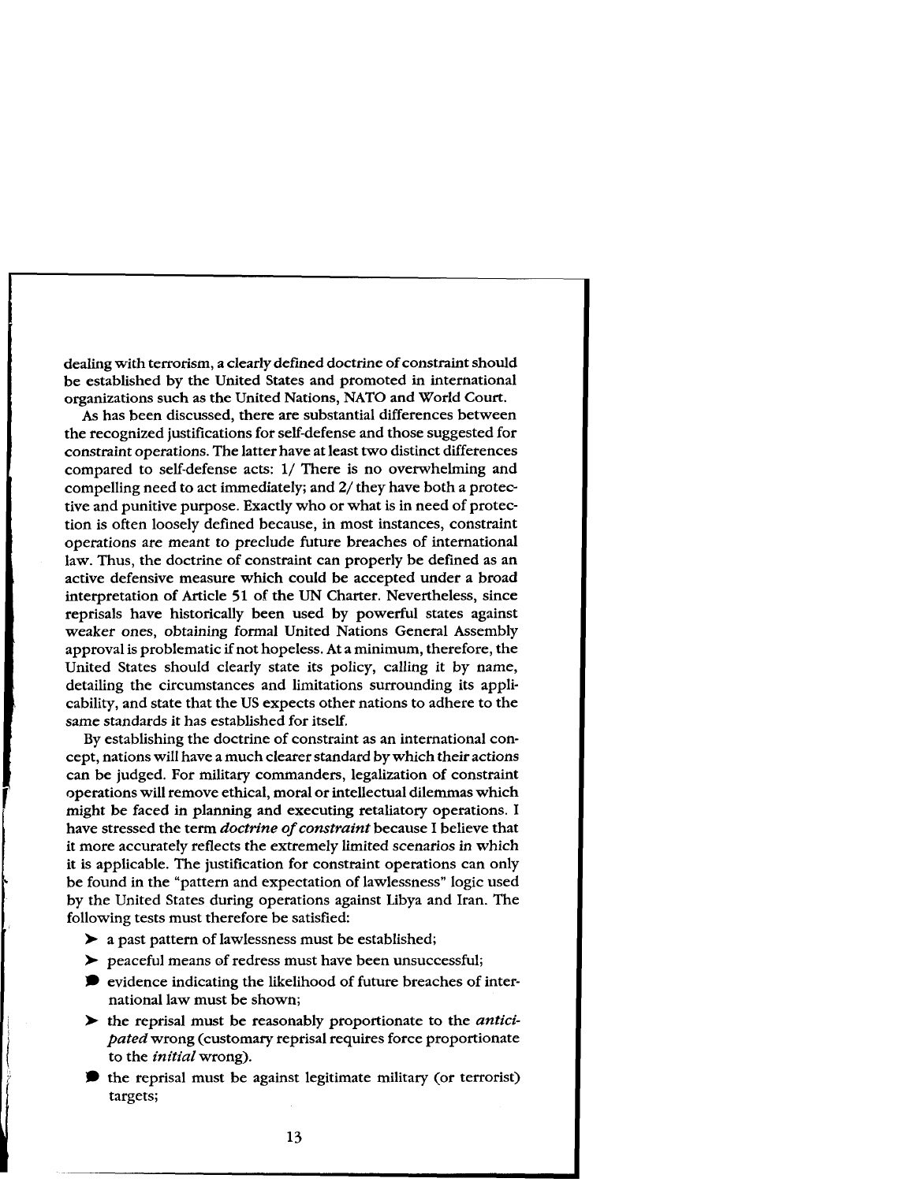dealing with terrorism, a clearly defined doctrine of constraint should be established by the United States and promoted in international organizations such as the United Nations, NATO and World Court.

As has been discussed, there are substantial differences between the recognized justifications for self-defense and those suggested for constraint operations. The latter have at least two distinct differences compared to self-defense acts: 1/ There is no overwhelming and compelling need to act immediately; and 2/ they have both a protective and punitive purpose. Exactly who or what is in need of protection is often loosely defined because, in most instances, constraint operations are meant to preclude future breaches of international law. Thus, the doctrine of constraint can properly be defined as an active defensive measure which could be accepted under a broad interpretation of Article 51 of the UN Charter. Nevertheless, since reprisals have historically been used by powerful states against weaker ones, obtaining formal United Nations General Assembly approval is problematic if not hopeless. At a minimum, therefore, the United States should clearly state its policy, calling it by name, detailing the circumstances and limitations surrounding its applicability, and state that the US expects other nations to adhere to the same standards it has established for itself.

By establishing the doctrine of constraint as an international concept, nations will have a much clearer standard by which their actions can be judged. For military commanders, legalization of constraint operations will remove ethical, moral or intellectual dilemmas which might be faced in planning and executing retaliatory operations. I have stressed the term *doctrine of constraint* because I believe that it more accurately reflects the extremely limited scenarios in which it is applicable. The justification for constraint operations can only be found in the "pattern and expectation of lawlessness" logic used by the United States during operations against Libya and Iran. The following tests must therefore be satisfied:

- a past pattern of lawlessness must be established;
- peaceful means of redress must have been unsuccessful;
- evidence indicating the likelihood of future breaches of international law must be shown;
- the reprisal must be reasonably proportionate to the *anticipated* wrong (customary reprisal requires force proportionate to the *initial* wrong).
- the reprisal must be against legitimate military (or terrorist) targets;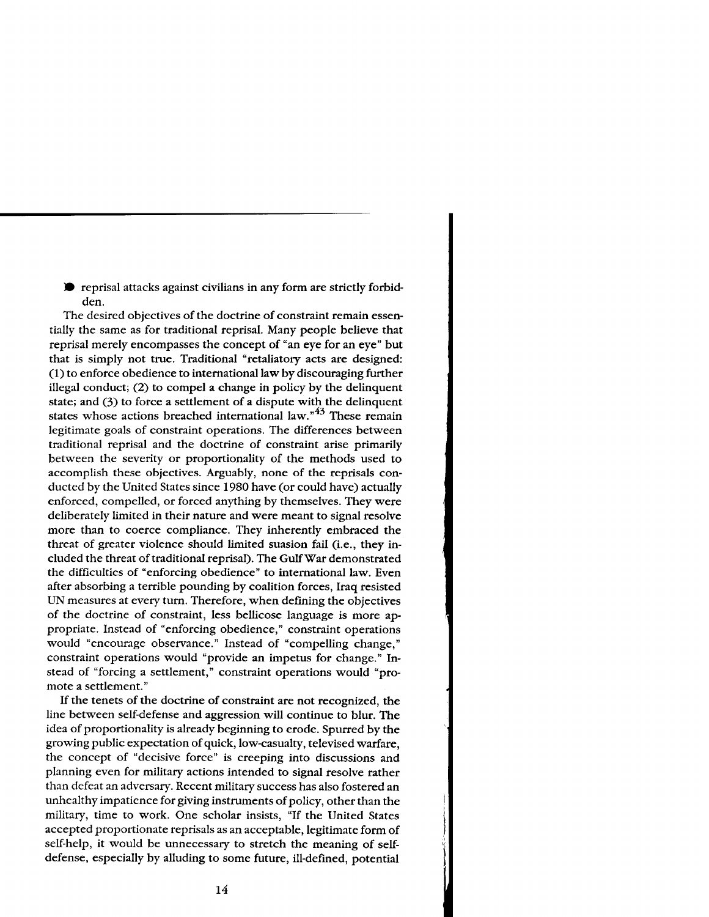- reprisal attacks against civilians in any form are strictly forbidden.

The desired objectives of the doctrine of constraint remain essentially the same as for traditional reprisal. Many people believe that reprisal merely encompasses the concept of "an eye for an eye" but that is simply not true. Traditional "retaliatory acts are designed: (1) to enforce obedience to international law by discouraging further illegal conduct; (2) to compel a change in policy by the delinquent state; and (3) to force a settlement of a dispute with the delinquent states whose actions breached international law."[43] These remain legitimate goals of constraint operations. The differences between traditional reprisal and the doctrine of constraint arise primarily between the severity or proportionality of the methods used to accomplish these objectives. Arguably, none of the reprisals conducted by the United States since 1980 have (or could have) actually enforced, compelled, or forced anything by themselves. They were deliberately limited in their nature and were meant to signal resolve more than to coerce compliance. They inherently embraced the threat of greater violence should limited suasion fail (i.e., they included the threat of traditional reprisal). The Gulf War demonstrated the difficulties of "enforcing obedience" to international law. Even after absorbing a terrible pounding by coalition forces, Iraq resisted UN measures at every turn. Therefore, when defining the objectives of the doctrine of constraint, less bellicose language is more appropriate. Instead of "enforcing obedience," constraint operations would "encourage observance." Instead of "compelling change," constraint operations would "provide an impetus for change." Instead of "forcing a settlement," constraint operations would "promote a settlement."

If the tenets of the doctrine of constraint are not recognized, the line between self-defense and aggression will continue to blur. The idea of proportionality is already beginning to erode. Spurred by the growing public expectation of quick, low-casualty, televised warfare, the concept of "decisive force" is creeping into discussions and planning even for military actions intended to signal resolve rather than defeat an adversary. Recent military success has also fostered an unhealthy impatience for giving instruments of policy, other than the military, time to work. One scholar insists, "If the United States accepted proportionate reprisals as an acceptable, legitimate form of self-help, it would be unnecessary to stretch the meaning of self-defense, especially by alluding to some future, ill-defined, potential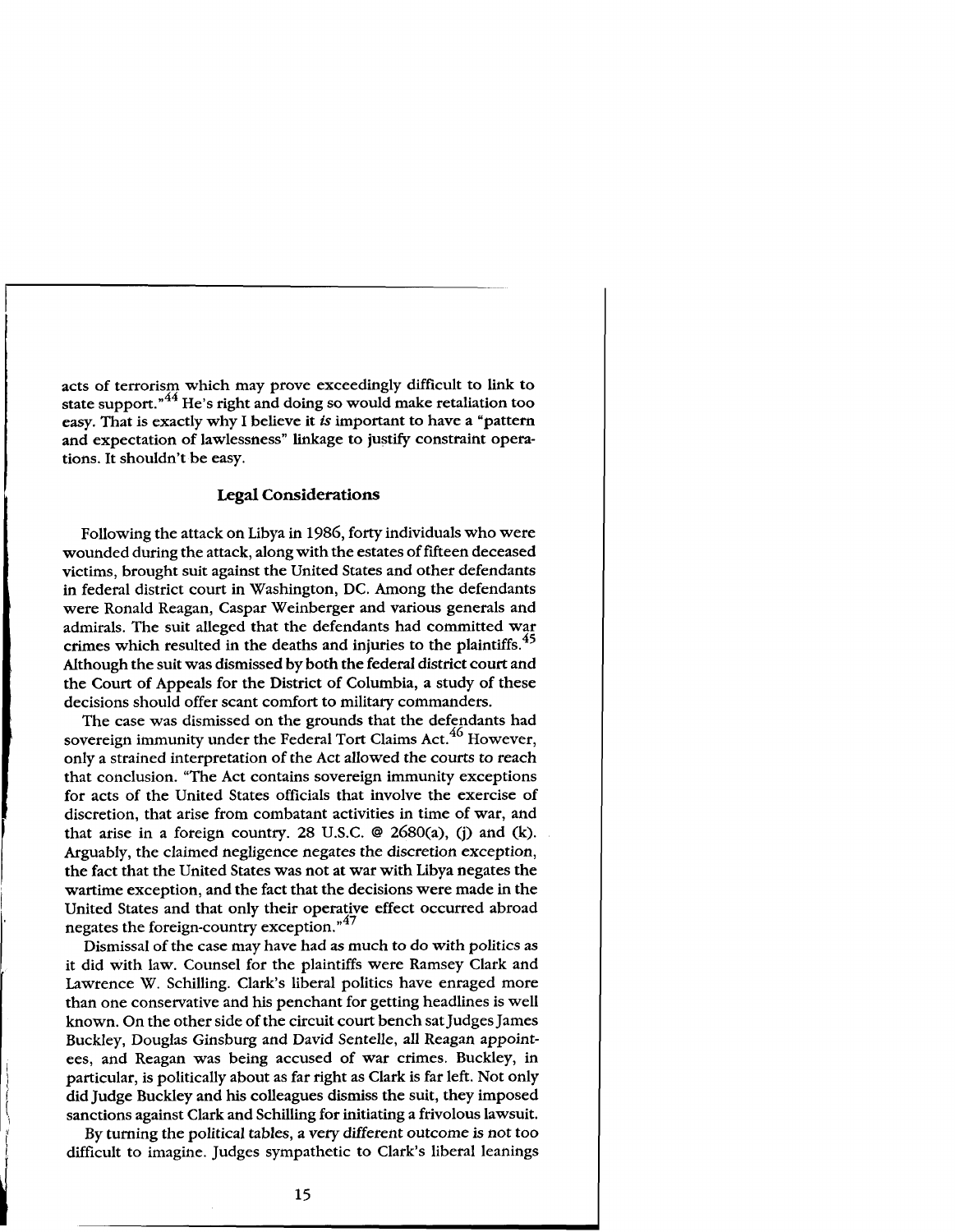acts of terrorism which may prove exceedingly difficult to link to state support."[44] He's right and doing so would make retaliation too easy. That is exactly why I believe it *is* important to have a "pattern and expectation of lawlessness" linkage to justify constraint operations. It shouldn't be easy.

## Legal Considerations

Following the attack on Libya in 1986, forty individuals who were wounded during the attack, along with the estates of fifteen deceased victims, brought suit against the United States and other defendants in federal district court in Washington, DC. Among the defendants were Ronald Reagan, Caspar Weinberger and various generals and admirals. The suit alleged that the defendants had committed war crimes which resulted in the deaths and injuries to the plaintiffs.[45] Although the suit was dismissed by both the federal district court and the Court of Appeals for the District of Columbia, a study of these decisions should offer scant comfort to military commanders.

The case was dismissed on the grounds that the defendants had sovereign immunity under the Federal Tort Claims Act.[46] However, only a strained interpretation of the Act allowed the courts to reach that conclusion. "The Act contains sovereign immunity exceptions for acts of the United States officials that involve the exercise of discretion, that arise from combatant activities in time of war, and that arise in a foreign country. 28 U.S.C. @ 2680(a), (j) and (k). Arguably, the claimed negligence negates the discretion exception, the fact that the United States was not at war with Libya negates the wartime exception, and the fact that the decisions were made in the United States and that only their operative effect occurred abroad negates the foreign-country exception."[47]

Dismissal of the case may have had as much to do with politics as it did with law. Counsel for the plaintiffs were Ramsey Clark and Lawrence W. Schilling. Clark's liberal politics have enraged more than one conservative and his penchant for getting headlines is well known. On the other side of the circuit court bench sat Judges James Buckley, Douglas Ginsburg and David Sentelle, all Reagan appointees, and Reagan was being accused of war crimes. Buckley, in particular, is politically about as far right as Clark is far left. Not only did Judge Buckley and his colleagues dismiss the suit, they imposed sanctions against Clark and Schilling for initiating a frivolous lawsuit.

By turning the political tables, a very different outcome is not too difficult to imagine. Judges sympathetic to Clark's liberal leanings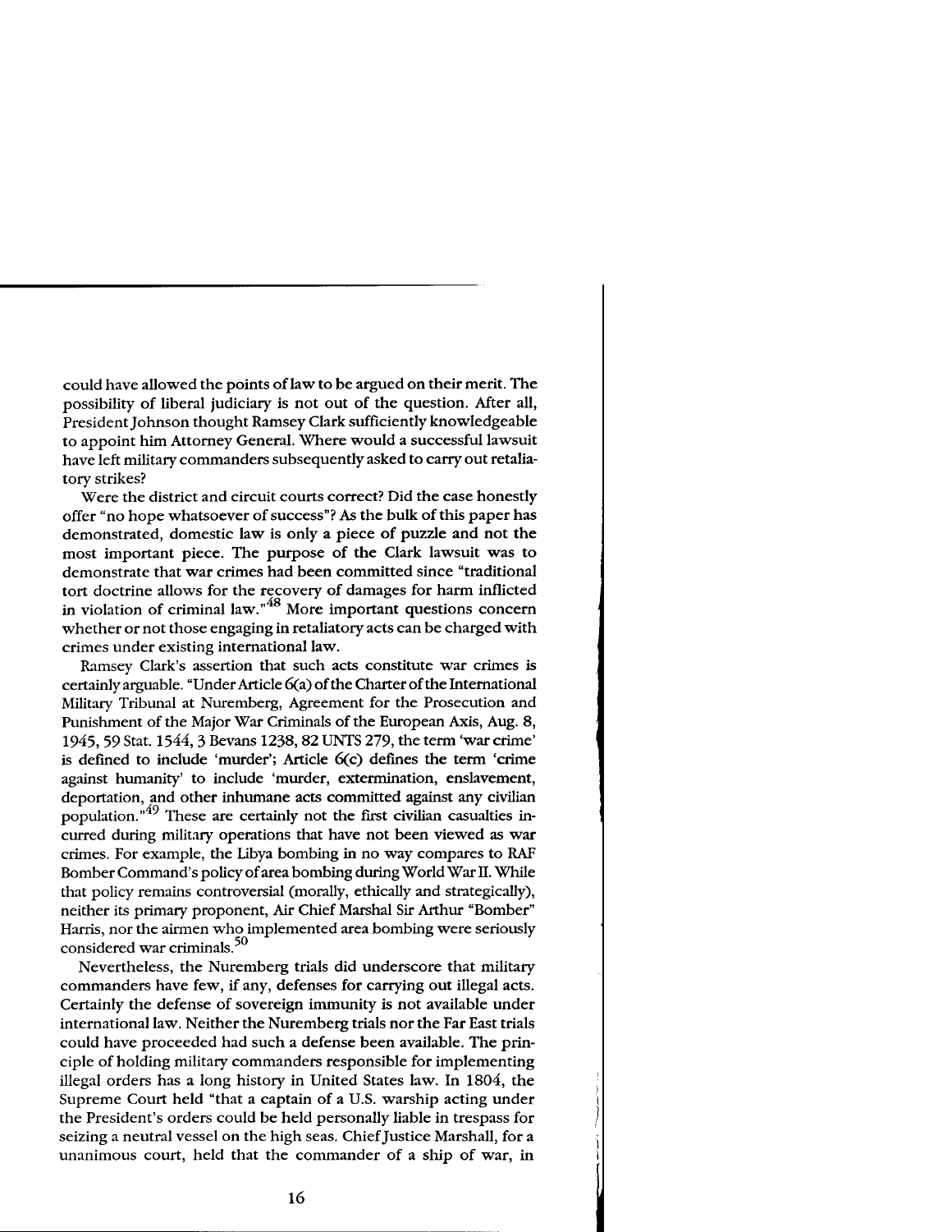could have allowed the points of law to be argued on their merit. The possibility of liberal judiciary is not out of the question. After all, President Johnson thought Ramsey Clark sufficiently knowledgeable to appoint him Attorney General. Where would a successful lawsuit have left military commanders subsequently asked to carry out retaliatory strikes?

Were the district and circuit courts correct? Did the case honestly offer "no hope whatsoever of success"? As the bulk of this paper has demonstrated, domestic law is only a piece of puzzle and not the most important piece. The purpose of the Clark lawsuit was to demonstrate that war crimes had been committed since "traditional tort doctrine allows for the recovery of damages for harm inflicted in violation of criminal law."[48] More important questions concern whether or not those engaging in retaliatory acts can be charged with crimes under existing international law.

Ramsey Clark's assertion that such acts constitute war crimes is certainly arguable. "Under Article 6(a) of the Charter of the International Military Tribunal at Nuremberg, Agreement for the Prosecution and Punishment of the Major War Criminals of the European Axis, Aug. 8, 1945, 59 Stat. 1544, 3 Bevans 1238, 82 UNTS 279, the term 'war crime' is defined to include 'murder'; Article 6(c) defines the term 'crime against humanity' to include 'murder, extermination, enslavement, deportation, and other inhumane acts committed against any civilian population."[49] These are certainly not the first civilian casualties incurred during military operations that have not been viewed as war crimes. For example, the Libya bombing in no way compares to RAF Bomber Command's policy of area bombing during World War II. While that policy remains controversial (morally, ethically and strategically), neither its primary proponent, Air Chief Marshal Sir Arthur "Bomber" Harris, nor the airmen who implemented area bombing were seriously considered war criminals.[50]

Nevertheless, the Nuremberg trials did underscore that military commanders have few, if any, defenses for carrying out illegal acts. Certainly the defense of sovereign immunity is not available under international law. Neither the Nuremberg trials nor the Far East trials could have proceeded had such a defense been available. The principle of holding military commanders responsible for implementing illegal orders has a long history in United States law. In 1804, the Supreme Court held "that a captain of a U.S. warship acting under the President's orders could be held personally liable in trespass for seizing a neutral vessel on the high seas. Chief Justice Marshall, for a unanimous court, held that the commander of a ship of war, in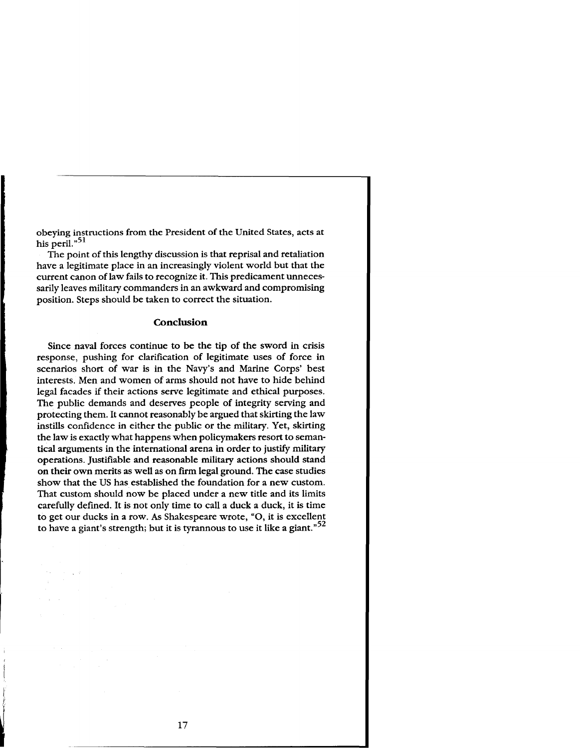obeying instructions from the President of the United States, acts at his peril."[51]

The point of this lengthy discussion is that reprisal and retaliation have a legitimate place in an increasingly violent world but that the current canon of law fails to recognize it. This predicament unnecessarily leaves military commanders in an awkward and compromising position. Steps should be taken to correct the situation.

## Conclusion

Since naval forces continue to be the tip of the sword in crisis response, pushing for clarification of legitimate uses of force in scenarios short of war is in the Navy's and Marine Corps' best interests. Men and women of arms should not have to hide behind legal facades if their actions serve legitimate and ethical purposes. The public demands and deserves people of integrity serving and protecting them. It cannot reasonably be argued that skirting the law instills confidence in either the public or the military. Yet, skirting the law is exactly what happens when policymakers resort to semantical arguments in the international arena in order to justify military operations. Justifiable and reasonable military actions should stand on their own merits as well as on firm legal ground. The case studies show that the US has established the foundation for a new custom. That custom should now be placed under a new title and its limits carefully defined. It is not only time to call a duck a duck, it is time to get our ducks in a row. As Shakespeare wrote, "O, it is excellent to have a giant's strength; but it is tyrannous to use it like a giant."[52]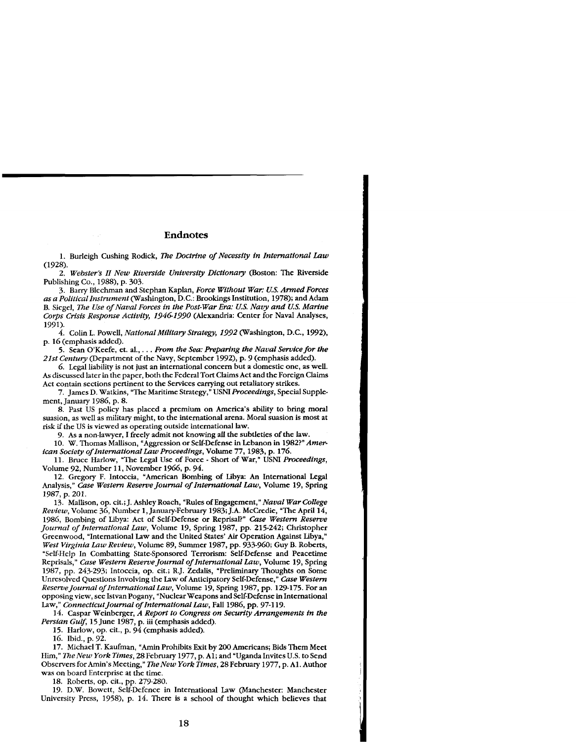## Endnotes

1. Burleigh Cushing Rodick, *The Doctrine of Necessity in International Law* (1928).

2. *Webster's II New Riverside University Dictionary* (Boston: The Riverside Publishing Co., 1988), p. 303.

3. Barry Blechman and Stephan Kaplan, *Force Without War: U.S. Armed Forces as a Political Instrument* (Washington, D.C.: Brookings Institution, 1978); and Adam B. Siegel, *The Use of Naval Forces in the Post-War Era: U.S. Navy and U.S. Marine Corps Crisis Response Activity, 1946-1990* (Alexandria: Center for Naval Analyses, 1991).

4. Colin L. Powell, *National Military Strategy, 1992* (Washington, D.C., 1992), p. 16 (emphasis added).

5. Sean O'Keefe, et. al., *. . . From the Sea: Preparing the Naval Service for the 21st Century* (Department of the Navy, September 1992), p. 9 (emphasis added).

6. Legal liability is not just an international concern but a domestic one, as well. As discussed later in the paper, both the Federal Tort Claims Act and the Foreign Claims Act contain sections pertinent to the Services carrying out retaliatory strikes.

7. James D. Watkins, "The Maritime Strategy," USNI *Proceedings*, Special Supplement, January 1986, p. 8.

8. Past US policy has placed a premium on America's ability to bring moral suasion, as well as military might, to the international arena. Moral suasion is most at risk if the US is viewed as operating outside international law.

9. As a non-lawyer, I freely admit not knowing all the subtleties of the law.

10. W. Thomas Mallison, "Aggression or Self-Defense in Lebanon in 1982?" *American Society of International Law Proceedings*, Volume 77, 1983, p. 176.

11. Bruce Harlow, "The Legal Use of Force - Short of War," USNI *Proceedings*, Volume 92, Number 11, November 1966, p. 94.

12. Gregory F. Intoccia, "American Bombing of Libya: An International Legal Analysis," *Case Western Reserve Journal of International Law*, Volume 19, Spring 1987, p. 201.

13. Mallison, op. cit.; J. Ashley Roach, "Rules of Engagement," *Naval War College Review*, Volume 36, Number 1, January-February 1983; J.A. McCredie, "The April 14, 1986, Bombing of Libya: Act of Self-Defense or Reprisal?" *Case Western Reserve Journal of International Law*, Volume 19, Spring 1987, pp. 215-242; Christopher Greenwood, "International Law and the United States' Air Operation Against Libya," *West Virginia Law Review*, Volume 89, Summer 1987, pp. 933-960; Guy B. Roberts, "Self-Help In Combatting State-Sponsored Terrorism: Self-Defense and Peacetime Reprisals," *Case Western Reserve Journal of International Law*, Volume 19, Spring 1987, pp. 243-293; Intoccia, op. cit.; R.J. Zedalis, "Preliminary Thoughts on Some Unresolved Questions Involving the Law of Anticipatory Self-Defense," *Case Western Reserve Journal of International Law*, Volume 19, Spring 1987, pp. 129-175. For an opposing view, see Istvan Pogany, "Nuclear Weapons and Self-Defense in International Law," *Connecticut Journal of International Law*, Fall 1986, pp. 97-119.

14. Caspar Weinberger, *A Report to Congress on Security Arrangements in the Persian Gulf*, 15 June 1987, p. iii (emphasis added).

15. Harlow, op. cit., p. 94 (emphasis added).

16. Ibid., p. 92.

17. Michael T. Kaufman, "Amin Prohibits Exit by 200 Americans; Bids Them Meet Him," *The New York Times*, 28 February 1977, p. A1; and "Uganda Invites U.S. to Send Observers for Amin's Meeting," *The New York Times*, 28 February 1977, p. A1. Author was on board Enterprise at the time.

18. Roberts, op. cit., pp. 279-280.

19. D.W. Bowett, Self-Defence in International Law (Manchester: Manchester University Press, 1958), p. 14. There is a school of thought which believes that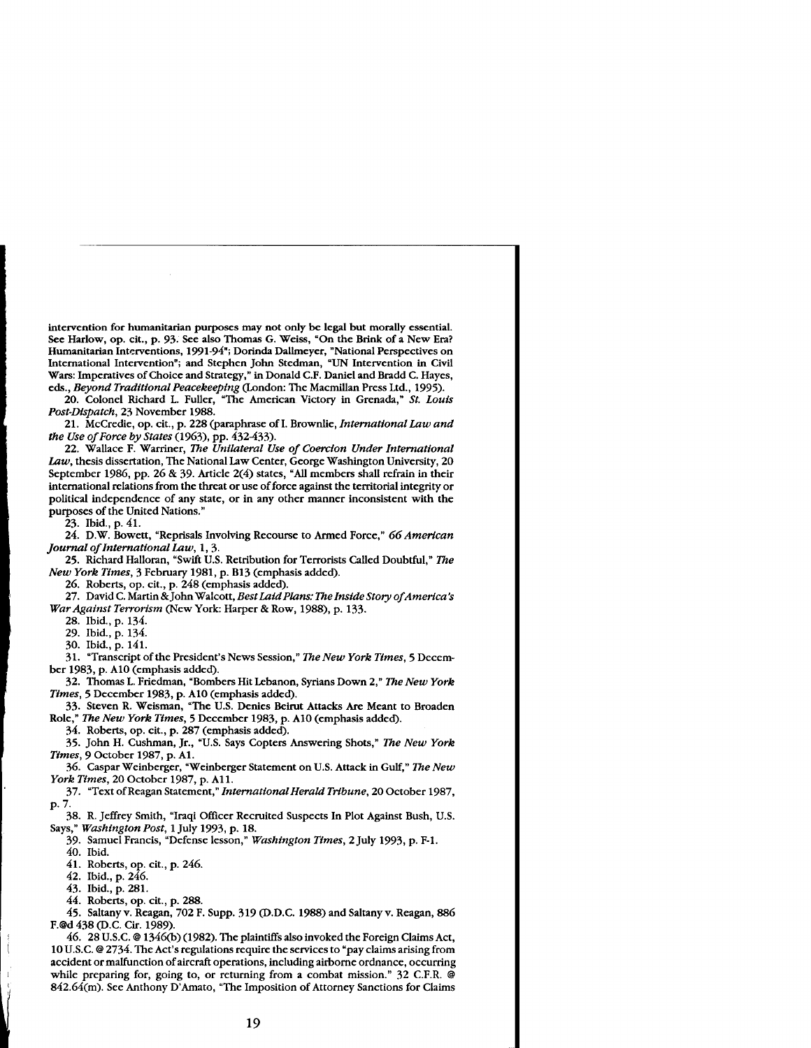intervention for humanitarian purposes may not only be legal but morally essential. See Harlow, op. cit., p. 93. See also Thomas G. Weiss, "On the Brink of a New Era? Humanitarian Interventions, 1991-94"; Dorinda Dallmeyer, "National Perspectives on International Intervention"; and Stephen John Stedman, "UN Intervention in Civil Wars: Imperatives of Choice and Strategy," in Donald C.F. Daniel and Bradd C. Hayes, eds., *Beyond Traditional Peacekeeping* (London: The Macmillan Press Ltd., 1995).

20. Colonel Richard L. Fuller, "The American Victory in Grenada," *St. Louis Post-Dispatch*, 23 November 1988.

21. McCredie, op. cit., p. 228 (paraphrase of I. Brownlie, *International Law and the Use of Force by States* (1963), pp. 432-433).

22. Wallace F. Warriner, *The Unilateral Use of Coercion Under International Law*, thesis dissertation, The National Law Center, George Washington University, 20 September 1986, pp. 26 & 39. Article 2(4) states, "All members shall refrain in their international relations from the threat or use of force against the territorial integrity or political independence of any state, or in any other manner inconsistent with the purposes of the United Nations."

23. Ibid., p. 41.

24. D.W. Bowett, "Reprisals Involving Recourse to Armed Force," *66 American Journal of International Law*, 1, 3.

25. Richard Halloran, "Swift U.S. Retribution for Terrorists Called Doubtful," *The New York Times*, 3 February 1981, p. B13 (emphasis added).

26. Roberts, op. cit., p. 248 (emphasis added).

27. David C. Martin & John Walcott, *Best Laid Plans: The Inside Story of America's War Against Terrorism* (New York: Harper & Row, 1988), p. 133.

28. Ibid., p. 134.

29. Ibid., p. 134.

30. Ibid., p. 141.

31. "Transcript of the President's News Session," *The New York Times*, 5 December 1983, p. A10 (emphasis added).

32. Thomas L. Friedman, "Bombers Hit Lebanon, Syrians Down 2," *The New York Times*, 5 December 1983, p. A10 (emphasis added).

33. Steven R. Weisman, "The U.S. Denies Beirut Attacks Are Meant to Broaden Role," *The New York Times*, 5 December 1983, p. A10 (emphasis added).

34. Roberts, op. cit., p. 287 (emphasis added).

35. John H. Cushman, Jr., "U.S. Says Copters Answering Shots," *The New York Times*, 9 October 1987, p. A1.

36. Caspar Weinberger, "Weinberger Statement on U.S. Attack in Gulf," *The New York Times*, 20 October 1987, p. A11.

37. "Text of Reagan Statement," *International Herald Tribune*, 20 October 1987, p. 7.

38. R. Jeffrey Smith, "Iraqi Officer Recruited Suspects In Plot Against Bush, U.S. Says," *Washington Post*, 1 July 1993, p. 18.

39. Samuel Francis, "Defense lesson," *Washington Times*, 2 July 1993, p. F-1.

40. Ibid.

41. Roberts, op. cit., p. 246.

42. Ibid., p. 246.

43. Ibid., p. 281.

44. Roberts, op. cit., p. 288.

45. Saltany v. Reagan, 702 F. Supp. 319 (D.D.C. 1988) and Saltany v. Reagan, 886 F.@d 438 (D.C. Cir. 1989).

46. 28 U.S.C. @ 1346(b) (1982). The plaintiffs also invoked the Foreign Claims Act, 10 U.S.C. @ 2734. The Act's regulations require the services to "pay claims arising from accident or malfunction of aircraft operations, including airborne ordnance, occurring while preparing for, going to, or returning from a combat mission." 32 C.F.R. @ 842.64(m). See Anthony D'Amato, "The Imposition of Attorney Sanctions for Claims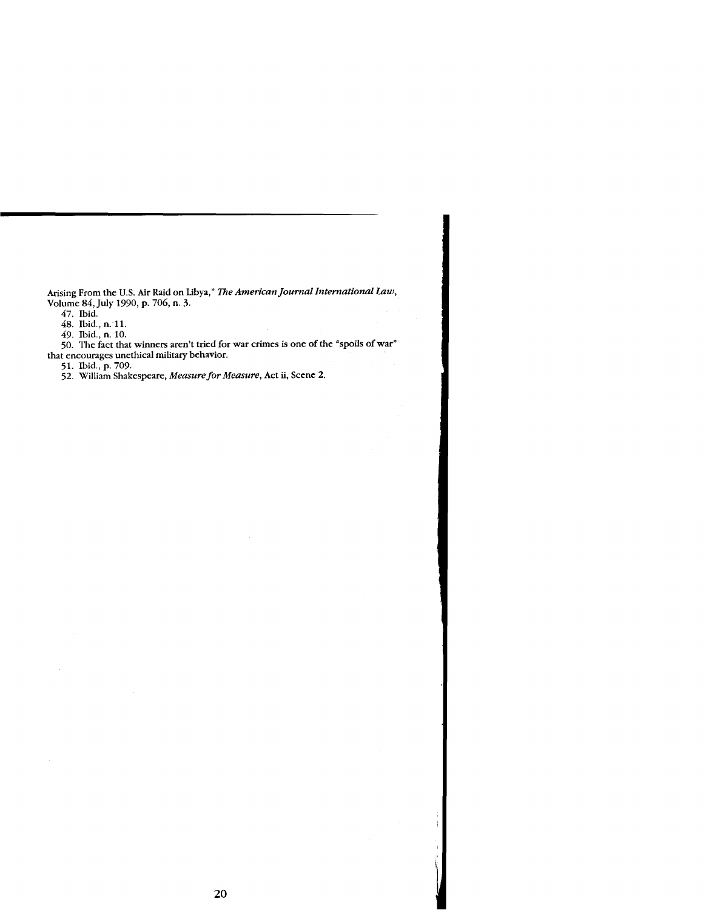Arising From the U.S. Air Raid on Libya," *The American Journal International Law*, Volume 84, July 1990, p. 706, n. 3.

47. Ibid.

48. Ibid., n. 11.

49. Ibid., n. 10.

50. The fact that winners aren't tried for war crimes is one of the "spoils of war" that encourages unethical military behavior.

51. Ibid., p. 709.

52. William Shakespeare, *Measure for Measure*, Act ii, Scene 2.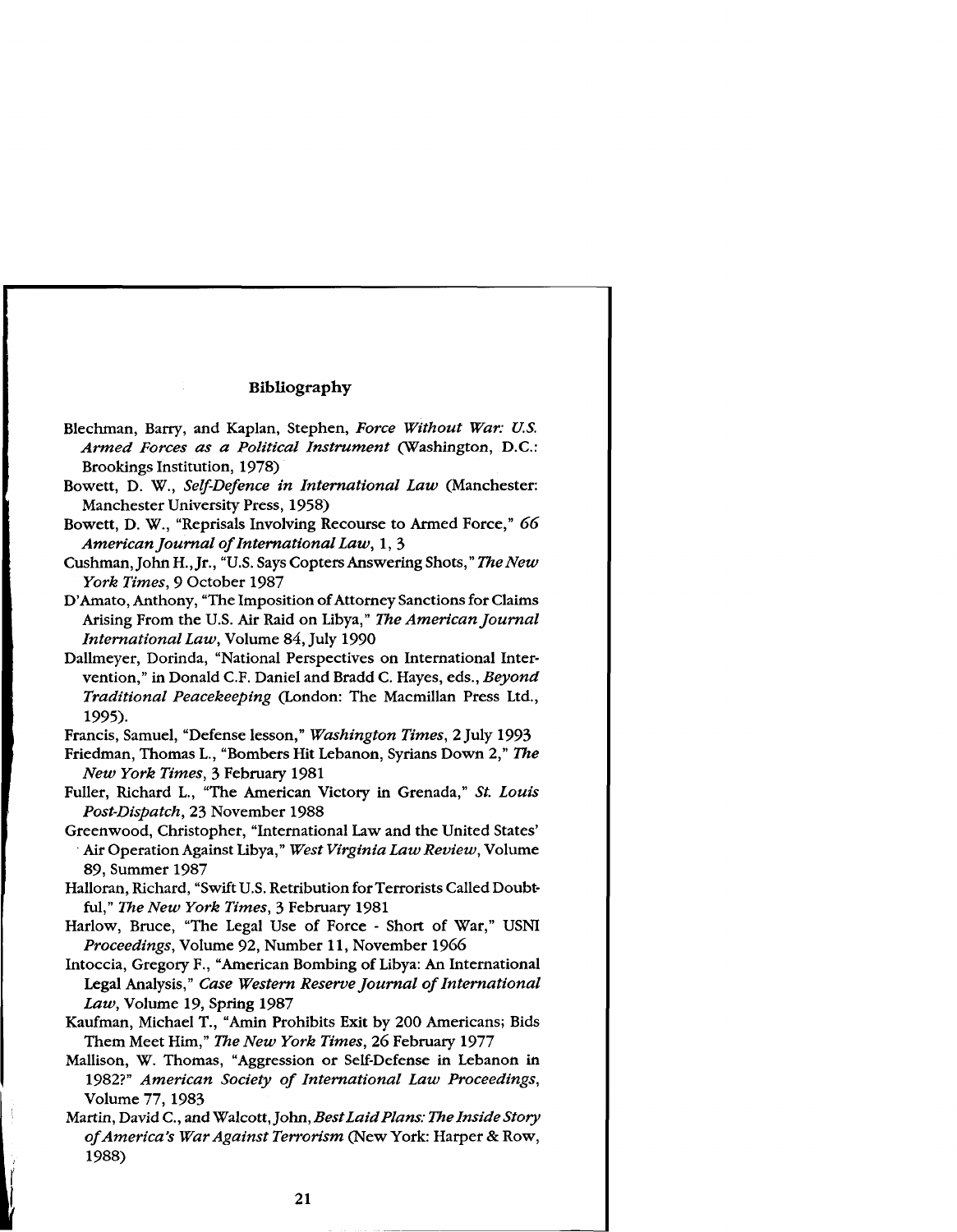## Bibliography

Blechman, Barry, and Kaplan, Stephen, *Force Without War: U.S. Armed Forces as a Political Instrument* (Washington, D.C.: Brookings Institution, 1978)

Bowett, D. W., *Self-Defence in International Law* (Manchester: Manchester University Press, 1958)

Bowett, D. W., "Reprisals Involving Recourse to Armed Force," *66 American Journal of International Law*, 1, 3

Cushman, John H., Jr., "U.S. Says Copters Answering Shots," *The New York Times*, 9 October 1987

D'Amato, Anthony, "The Imposition of Attorney Sanctions for Claims Arising From the U.S. Air Raid on Libya," *The American Journal International Law*, Volume 84, July 1990

Dallmeyer, Dorinda, "National Perspectives on International Intervention," in Donald C.F. Daniel and Bradd C. Hayes, eds., *Beyond Traditional Peacekeeping* (London: The Macmillan Press Ltd., 1995).

Francis, Samuel, "Defense lesson," *Washington Times*, 2 July 1993

Friedman, Thomas L., "Bombers Hit Lebanon, Syrians Down 2," *The New York Times*, 3 February 1981

Fuller, Richard L., "The American Victory in Grenada," *St. Louis Post-Dispatch*, 23 November 1988

Greenwood, Christopher, "International Law and the United States' Air Operation Against Libya," *West Virginia Law Review*, Volume 89, Summer 1987

Halloran, Richard, "Swift U.S. Retribution for Terrorists Called Doubtful," *The New York Times*, 3 February 1981

Harlow, Bruce, "The Legal Use of Force - Short of War," USNI *Proceedings*, Volume 92, Number 11, November 1966

Intoccia, Gregory F., "American Bombing of Libya: An International Legal Analysis," *Case Western Reserve Journal of International Law*, Volume 19, Spring 1987

Kaufman, Michael T., "Amin Prohibits Exit by 200 Americans; Bids Them Meet Him," *The New York Times*, 26 February 1977

Mallison, W. Thomas, "Aggression or Self-Defense in Lebanon in 1982?" *American Society of International Law Proceedings*, Volume 77, 1983

Martin, David C., and Walcott, John, *Best Laid Plans: The Inside Story of America's War Against Terrorism* (New York: Harper & Row, 1988)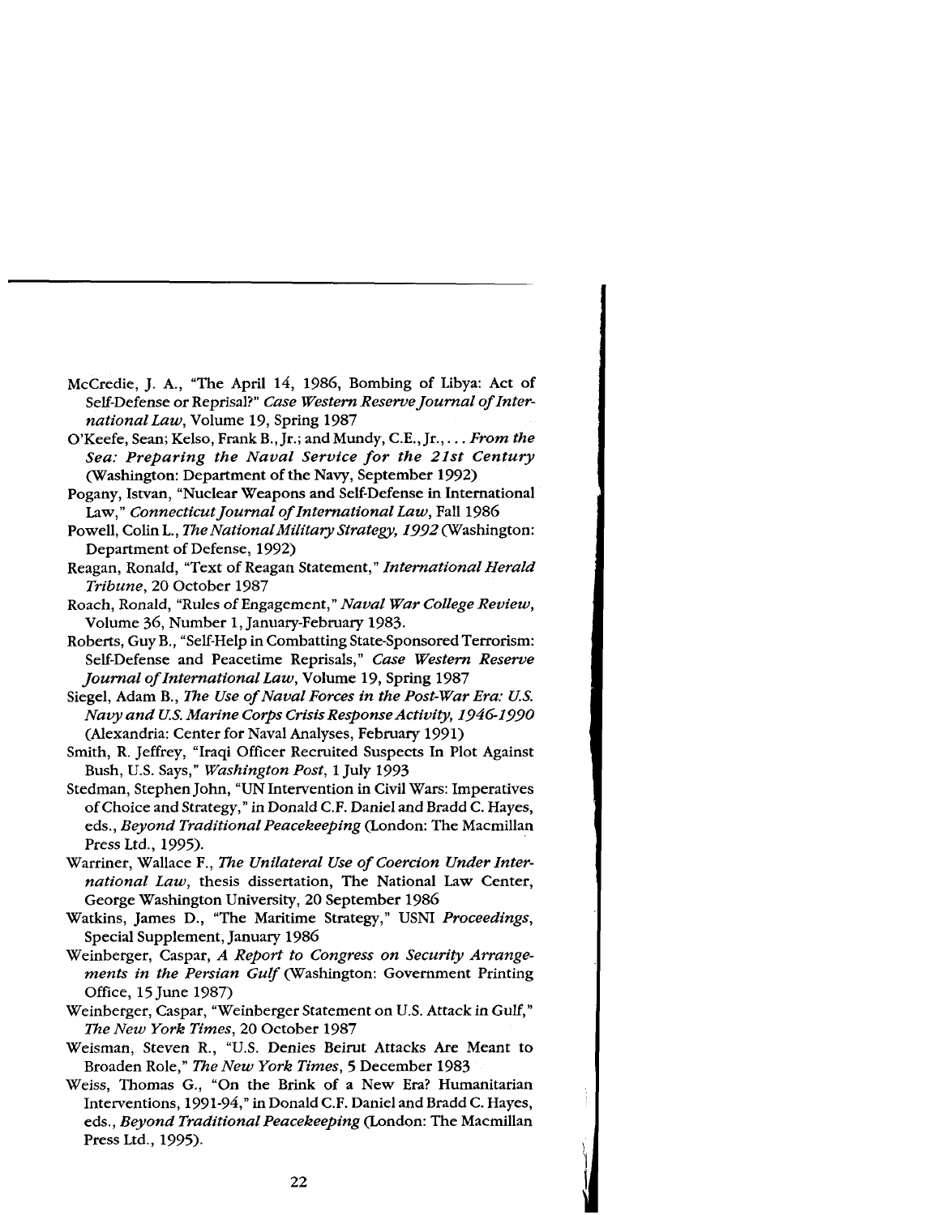McCredie, J. A., "The April 14, 1986, Bombing of Libya: Act of Self-Defense or Reprisal?" *Case Western Reserve Journal of International Law*, Volume 19, Spring 1987

O'Keefe, Sean; Kelso, Frank B., Jr.; and Mundy, C.E., Jr., ... *From the Sea: Preparing the Naval Service for the 21st Century* (Washington: Department of the Navy, September 1992)

Pogany, Istvan, "Nuclear Weapons and Self-Defense in International Law," *Connecticut Journal of International Law*, Fall 1986

Powell, Colin L., *The National Military Strategy, 1992* (Washington: Department of Defense, 1992)

Reagan, Ronald, "Text of Reagan Statement," *International Herald Tribune*, 20 October 1987

Roach, Ronald, "Rules of Engagement," *Naval War College Review*, Volume 36, Number 1, January-February 1983.

Roberts, Guy B., "Self-Help in Combatting State-Sponsored Terrorism: Self-Defense and Peacetime Reprisals," *Case Western Reserve Journal of International Law*, Volume 19, Spring 1987

Siegel, Adam B., *The Use of Naval Forces in the Post-War Era: U.S. Navy and U.S. Marine Corps Crisis Response Activity, 1946-1990* (Alexandria: Center for Naval Analyses, February 1991)

Smith, R. Jeffrey, "Iraqi Officer Recruited Suspects In Plot Against Bush, U.S. Says," *Washington Post*, 1 July 1993

Stedman, Stephen John, "UN Intervention in Civil Wars: Imperatives of Choice and Strategy," in Donald C.F. Daniel and Bradd C. Hayes, eds., *Beyond Traditional Peacekeeping* (London: The Macmillan Press Ltd., 1995).

Warriner, Wallace F., *The Unilateral Use of Coercion Under International Law*, thesis dissertation, The National Law Center, George Washington University, 20 September 1986

Watkins, James D., "The Maritime Strategy," USNI *Proceedings*, Special Supplement, January 1986

Weinberger, Caspar, *A Report to Congress on Security Arrangements in the Persian Gulf* (Washington: Government Printing Office, 15 June 1987)

Weinberger, Caspar, "Weinberger Statement on U.S. Attack in Gulf," *The New York Times*, 20 October 1987

Weisman, Steven R., "U.S. Denies Beirut Attacks Are Meant to Broaden Role," *The New York Times*, 5 December 1983

Weiss, Thomas G., "On the Brink of a New Era? Humanitarian Interventions, 1991-94," in Donald C.F. Daniel and Bradd C. Hayes, eds., *Beyond Traditional Peacekeeping* (London: The Macmillan Press Ltd., 1995).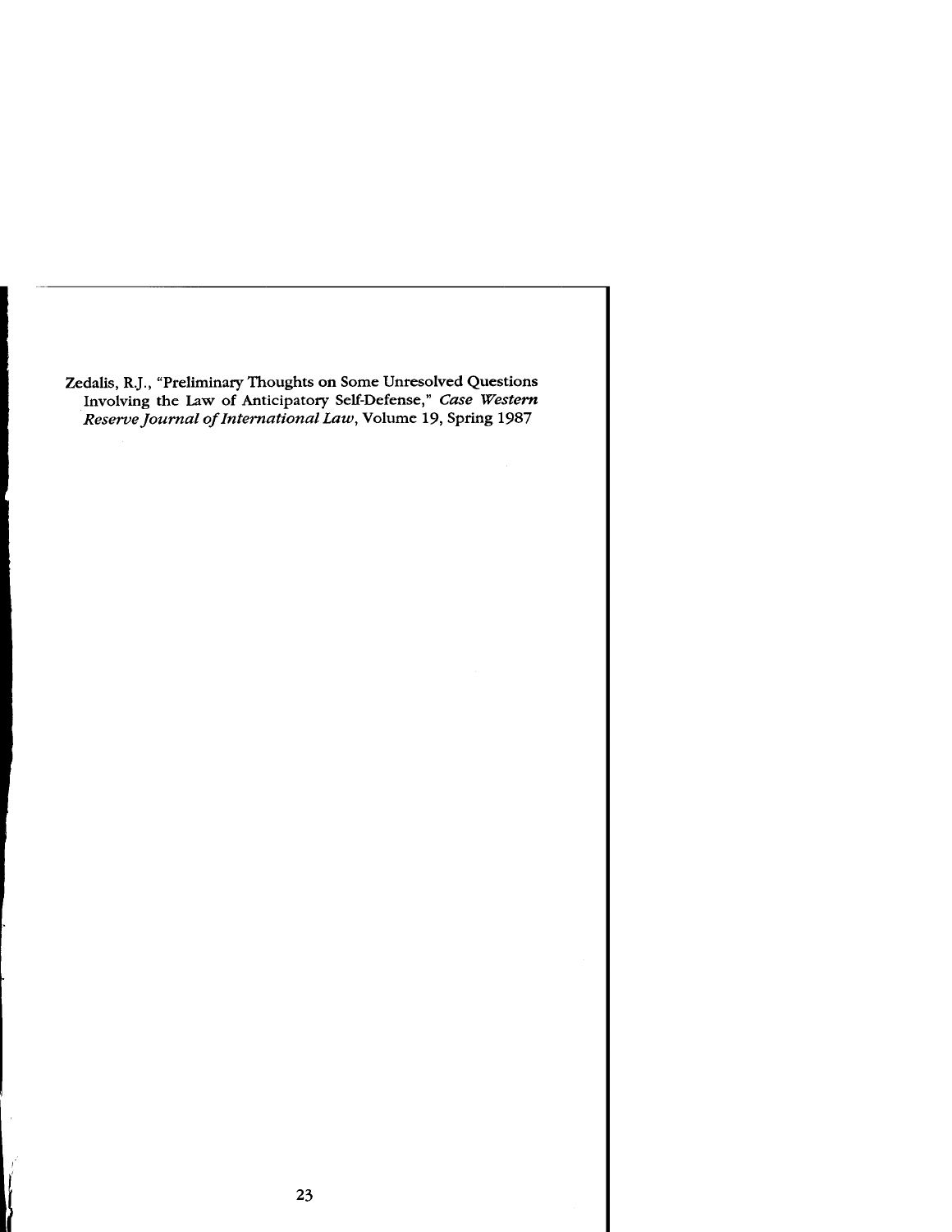Zedalis, R.J., "Preliminary Thoughts on Some Unresolved Questions Involving the Law of Anticipatory Self-Defense," *Case Western Reserve Journal of International Law*, Volume 19, Spring 1987